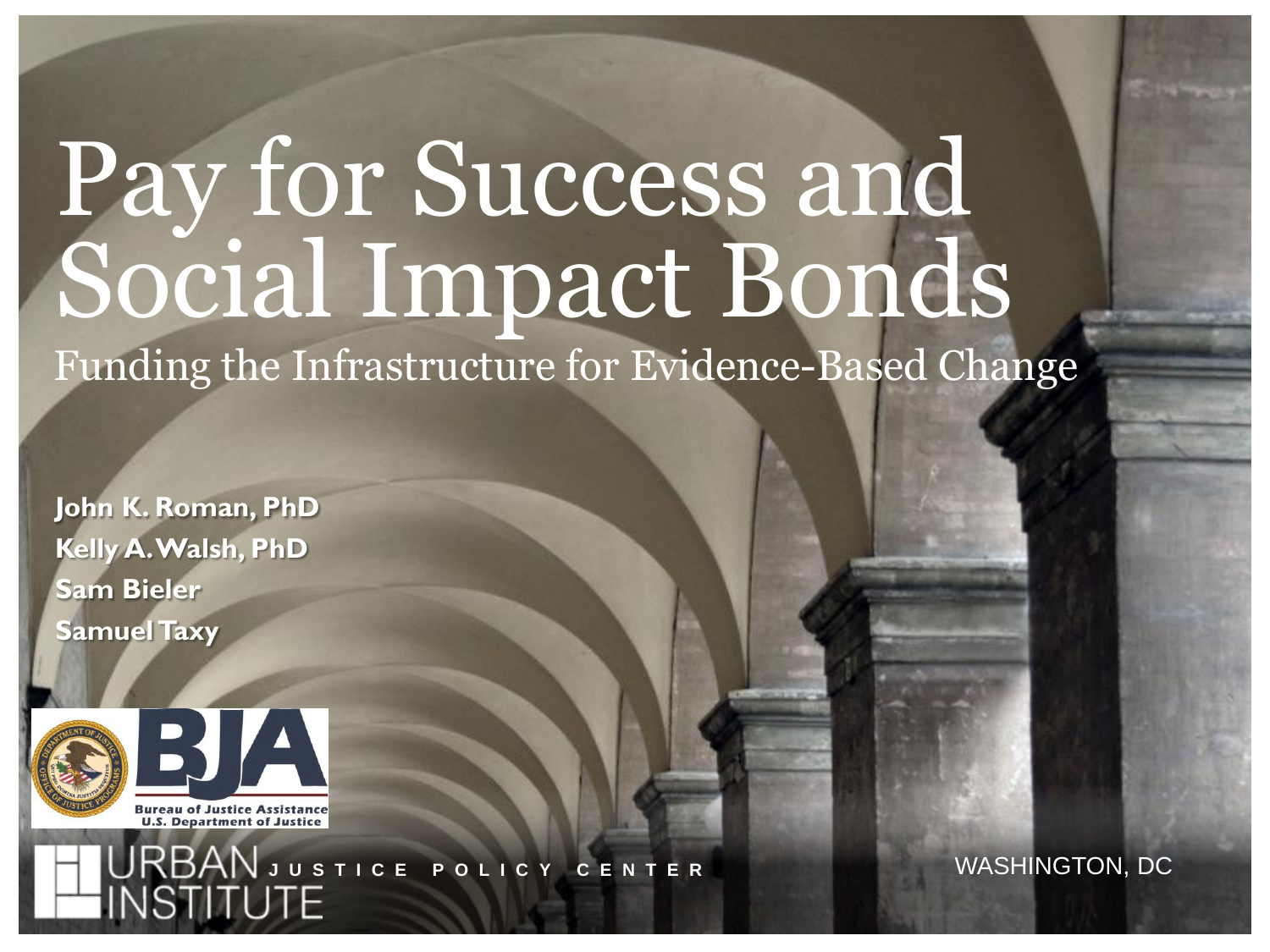# Pay for Success and Social Impact Bonds

## Funding the Infrastructure for Evidence-Based Change

**John K. Roman, PhD**
**Kelly A. Walsh, PhD**
**Sam Bieler**
**Samuel Taxy**

BJA
Bureau of Justice Assistance
U.S. Department of Justice

URBAN INSTITUTE JUSTICE POLICY CENTER

WASHINGTON, DC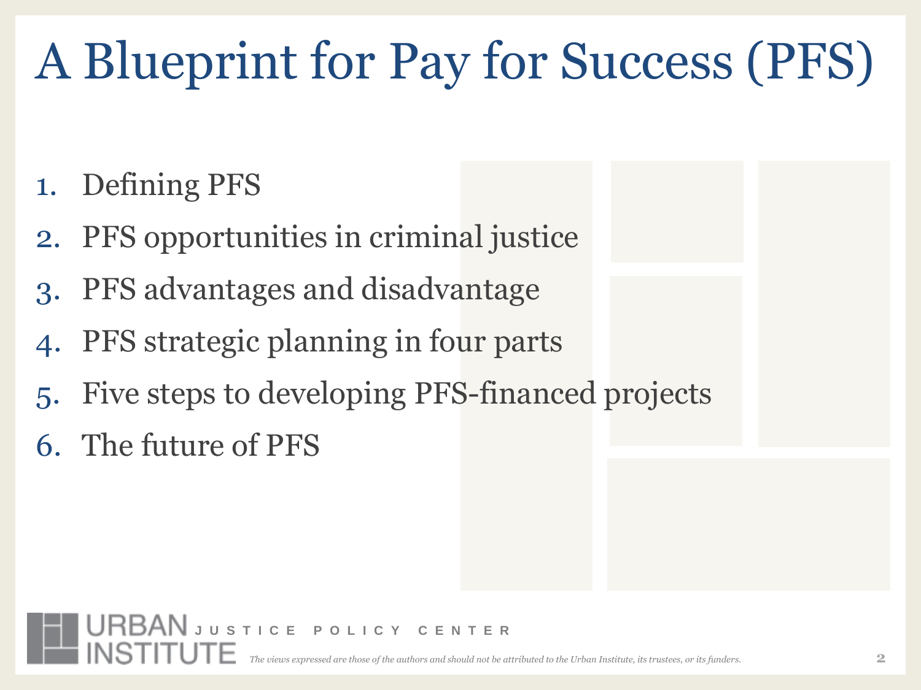# A Blueprint for Pay for Success (PFS)

1. Defining PFS
2. PFS opportunities in criminal justice
3. PFS advantages and disadvantage
4. PFS strategic planning in four parts
5. Five steps to developing PFS-financed projects
6. The future of PFS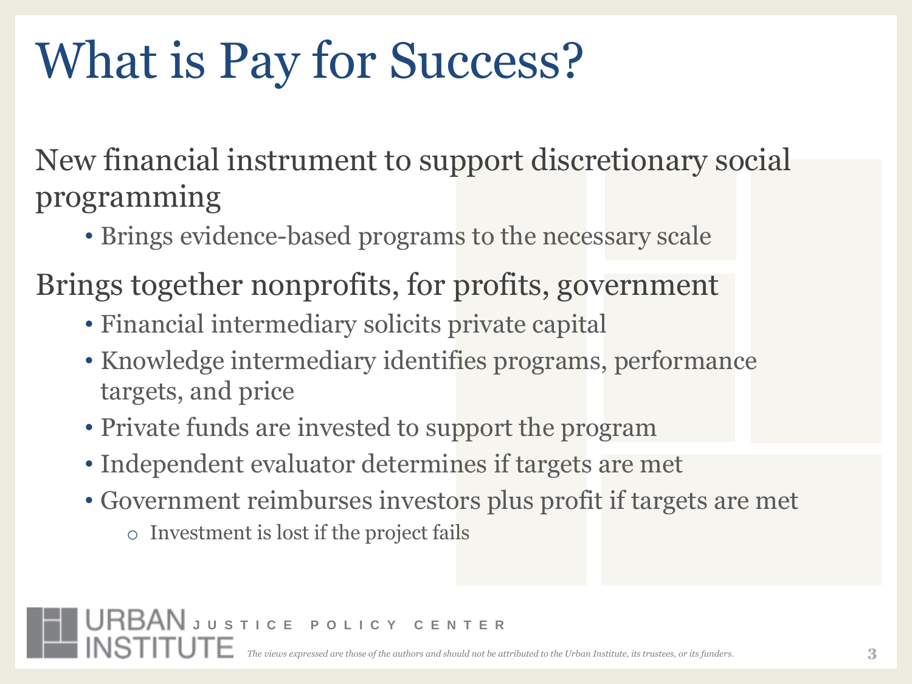# What is Pay for Success?

New financial instrument to support discretionary social programming

- Brings evidence-based programs to the necessary scale

Brings together nonprofits, for profits, government

- Financial intermediary solicits private capital
- Knowledge intermediary identifies programs, performance targets, and price
- Private funds are invested to support the program
- Independent evaluator determines if targets are met
- Government reimburses investors plus profit if targets are met
  - Investment is lost if the project fails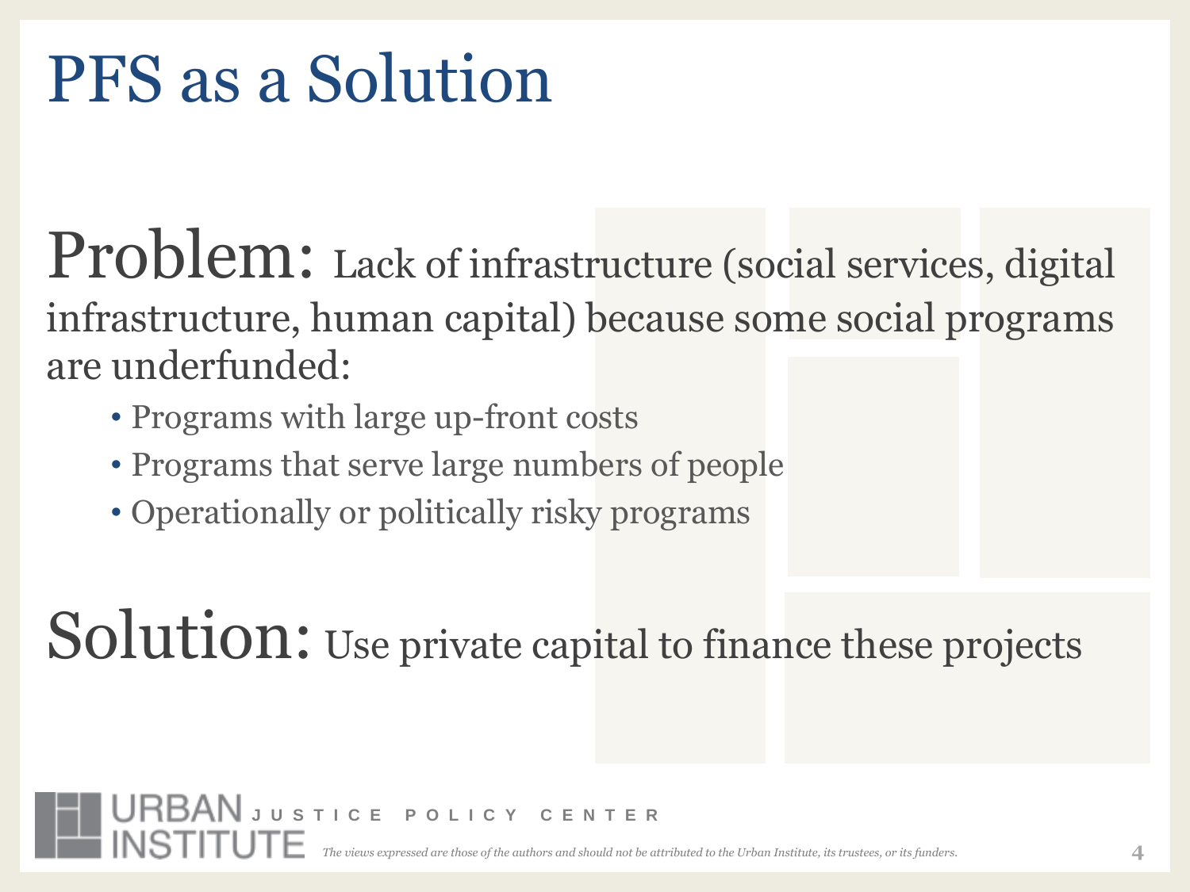# PFS as a Solution

**Problem:** Lack of infrastructure (social services, digital infrastructure, human capital) because some social programs are underfunded:

- Programs with large up-front costs
- Programs that serve large numbers of people
- Operationally or politically risky programs

**Solution:** Use private capital to finance these projects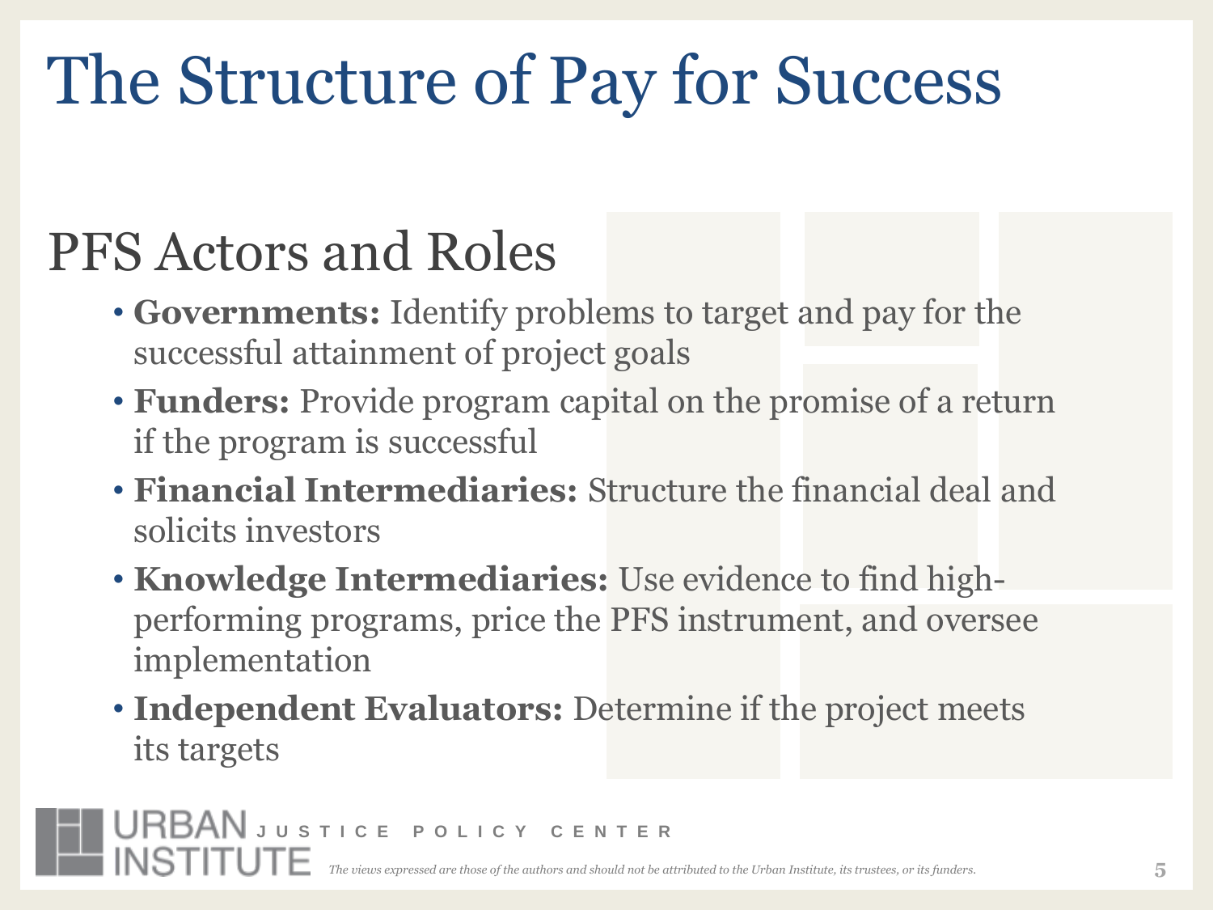# The Structure of Pay for Success

## PFS Actors and Roles

- **Governments:** Identify problems to target and pay for the successful attainment of project goals
- **Funders:** Provide program capital on the promise of a return if the program is successful
- **Financial Intermediaries:** Structure the financial deal and solicits investors
- **Knowledge Intermediaries:** Use evidence to find high-performing programs, price the PFS instrument, and oversee implementation
- **Independent Evaluators:** Determine if the project meets its targets

URBAN INSTITUTE JUSTICE POLICY CENTER

*The views expressed are those of the authors and should not be attributed to the Urban Institute, its trustees, or its funders.*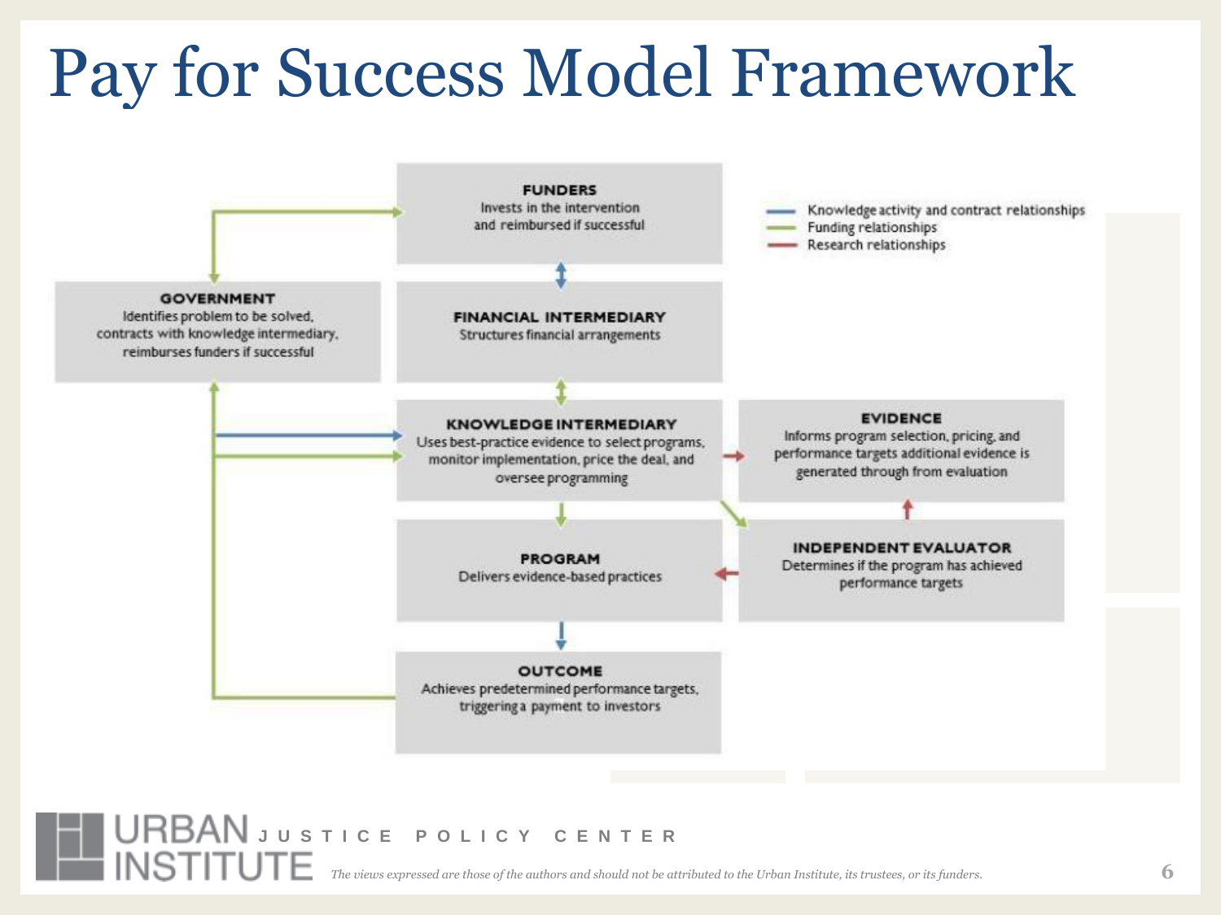# Pay for Success Model Framework

- Knowledge activity and contract relationships
- Funding relationships
- Research relationships

**FUNDERS**
Invests in the intervention and reimbursed if successful

**GOVERNMENT**
Identifies problem to be solved, contracts with knowledge intermediary, reimburses funders if successful

**FINANCIAL INTERMEDIARY**
Structures financial arrangements

**KNOWLEDGE INTERMEDIARY**
Uses best-practice evidence to select programs, monitor implementation, price the deal, and oversee programming

**EVIDENCE**
Informs program selection, pricing, and performance targets additional evidence is generated through from evaluation

**PROGRAM**
Delivers evidence-based practices

**INDEPENDENT EVALUATOR**
Determines if the program has achieved performance targets

**OUTCOME**
Achieves predetermined performance targets, triggering a payment to investors

URBAN INSTITUTE JUSTICE POLICY CENTER

*The views expressed are those of the authors and should not be attributed to the Urban Institute, its trustees, or its funders.*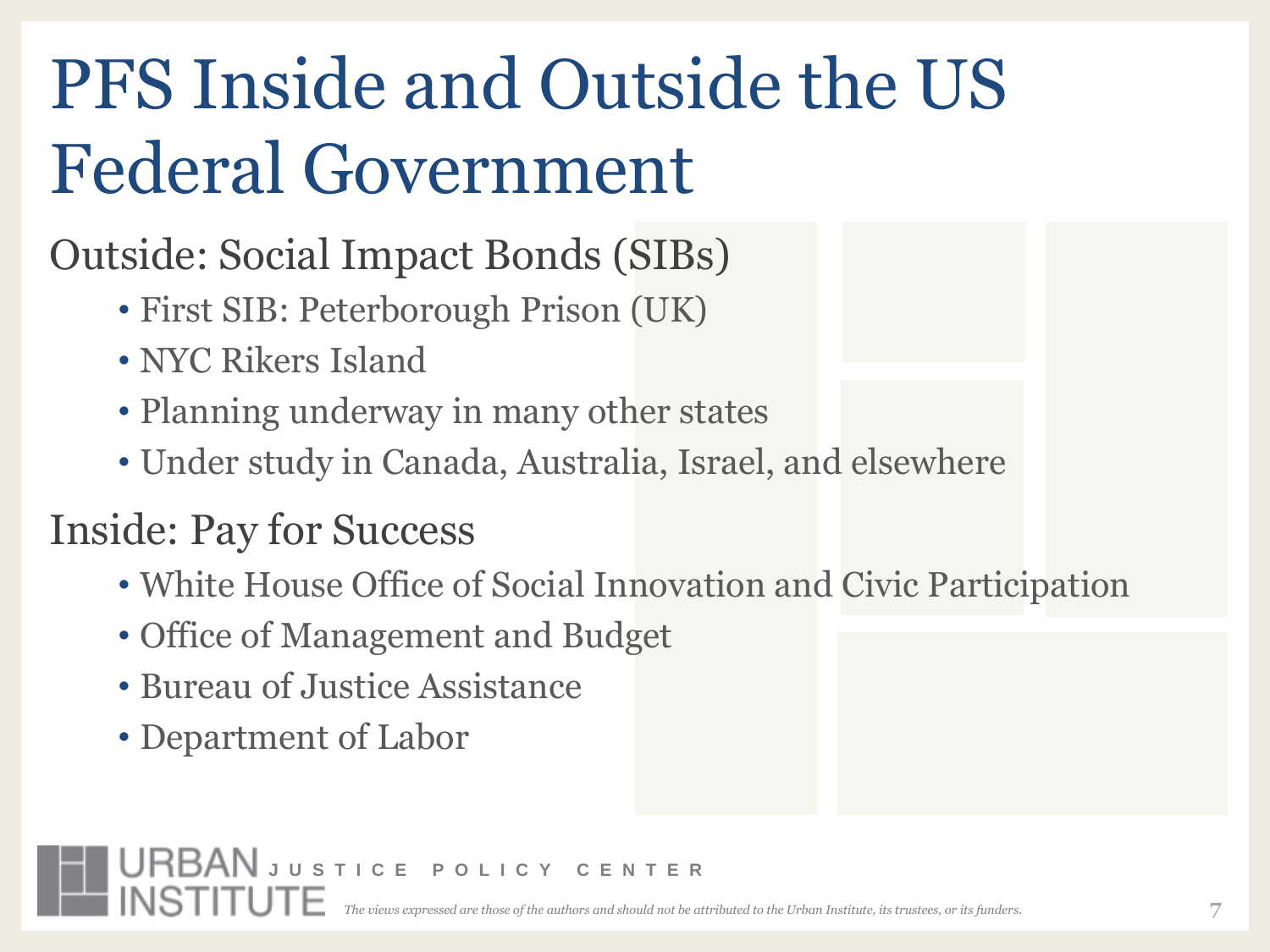# PFS Inside and Outside the US Federal Government

## Outside: Social Impact Bonds (SIBs)

- First SIB: Peterborough Prison (UK)
- NYC Rikers Island
- Planning underway in many other states
- Under study in Canada, Australia, Israel, and elsewhere

## Inside: Pay for Success

- White House Office of Social Innovation and Civic Participation
- Office of Management and Budget
- Bureau of Justice Assistance
- Department of Labor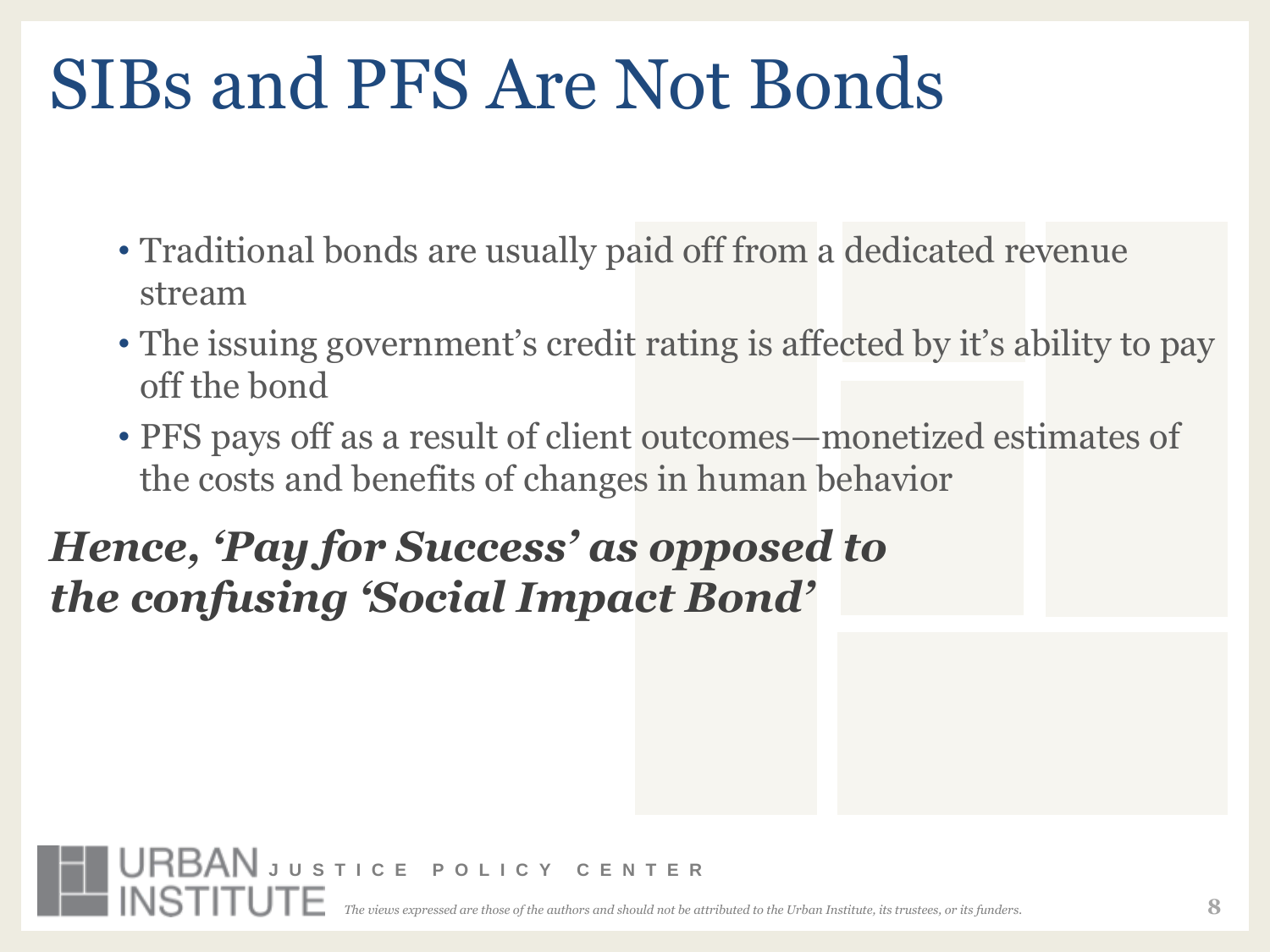# SIBs and PFS Are Not Bonds

- Traditional bonds are usually paid off from a dedicated revenue stream
- The issuing government's credit rating is affected by it's ability to pay off the bond
- PFS pays off as a result of client outcomes—monetized estimates of the costs and benefits of changes in human behavior

***Hence, 'Pay for Success' as opposed to the confusing 'Social Impact Bond'***

URBAN INSTITUTE JUSTICE POLICY CENTER

*The views expressed are those of the authors and should not be attributed to the Urban Institute, its trustees, or its funders.*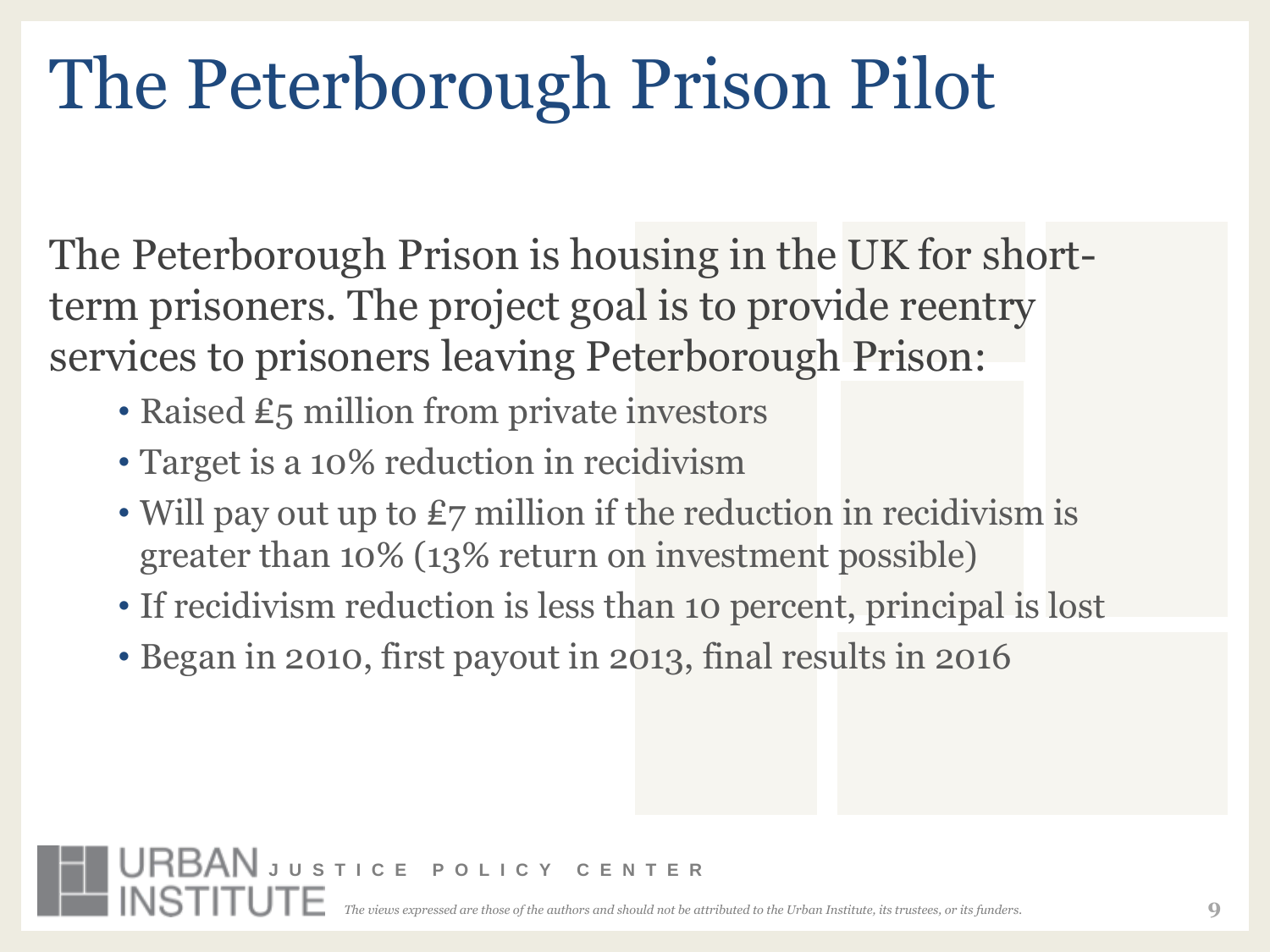# The Peterborough Prison Pilot

The Peterborough Prison is housing in the UK for short-term prisoners. The project goal is to provide reentry services to prisoners leaving Peterborough Prison:

- Raised ₤5 million from private investors
- Target is a 10% reduction in recidivism
- Will pay out up to ₤7 million if the reduction in recidivism is greater than 10% (13% return on investment possible)
- If recidivism reduction is less than 10 percent, principal is lost
- Began in 2010, first payout in 2013, final results in 2016

URBAN INSTITUTE JUSTICE POLICY CENTER

*The views expressed are those of the authors and should not be attributed to the Urban Institute, its trustees, or its funders.*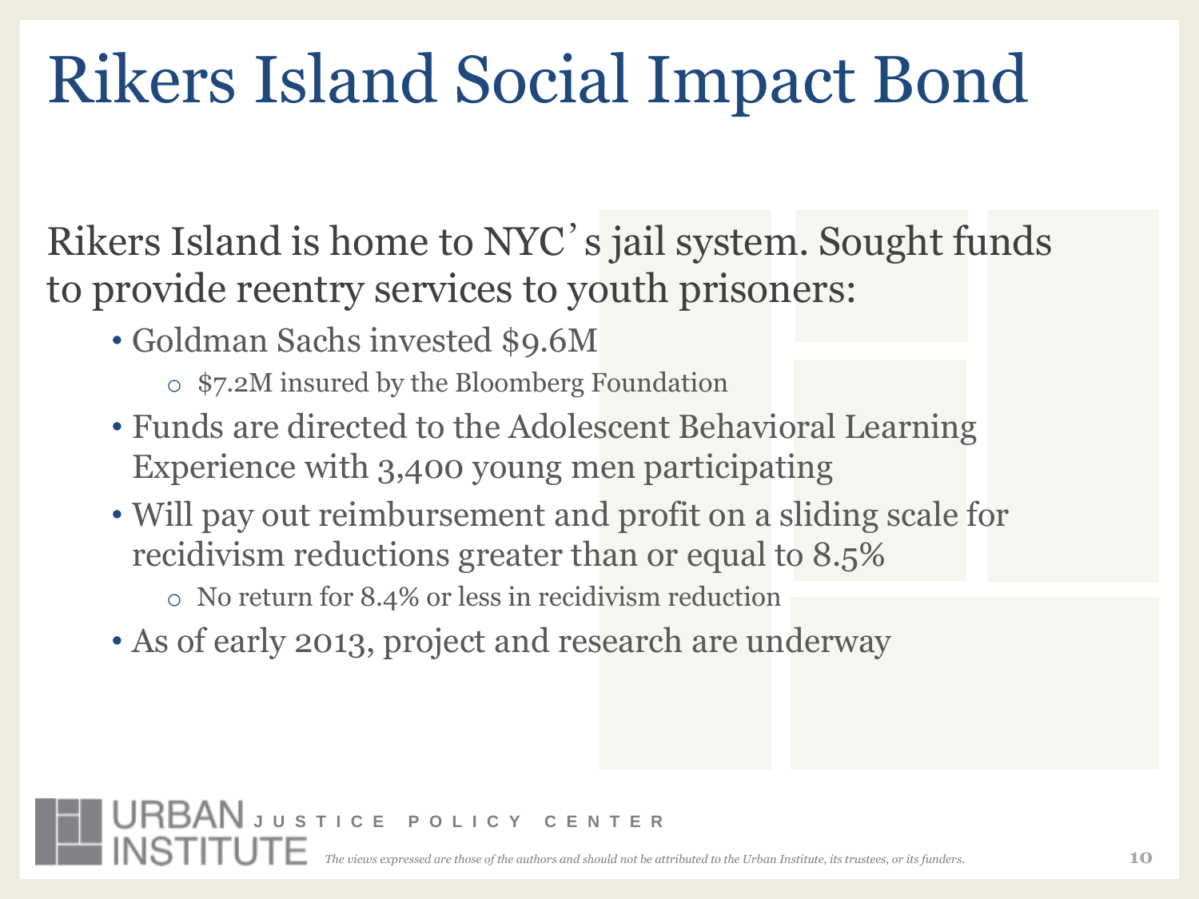# Rikers Island Social Impact Bond

Rikers Island is home to NYC's jail system. Sought funds to provide reentry services to youth prisoners:

- Goldman Sachs invested $9.6M
  - $7.2M insured by the Bloomberg Foundation
- Funds are directed to the Adolescent Behavioral Learning Experience with 3,400 young men participating
- Will pay out reimbursement and profit on a sliding scale for recidivism reductions greater than or equal to 8.5%
  - No return for 8.4% or less in recidivism reduction
- As of early 2013, project and research are underway

URBAN INSTITUTE JUSTICE POLICY CENTER

*The views expressed are those of the authors and should not be attributed to the Urban Institute, its trustees, or its funders.*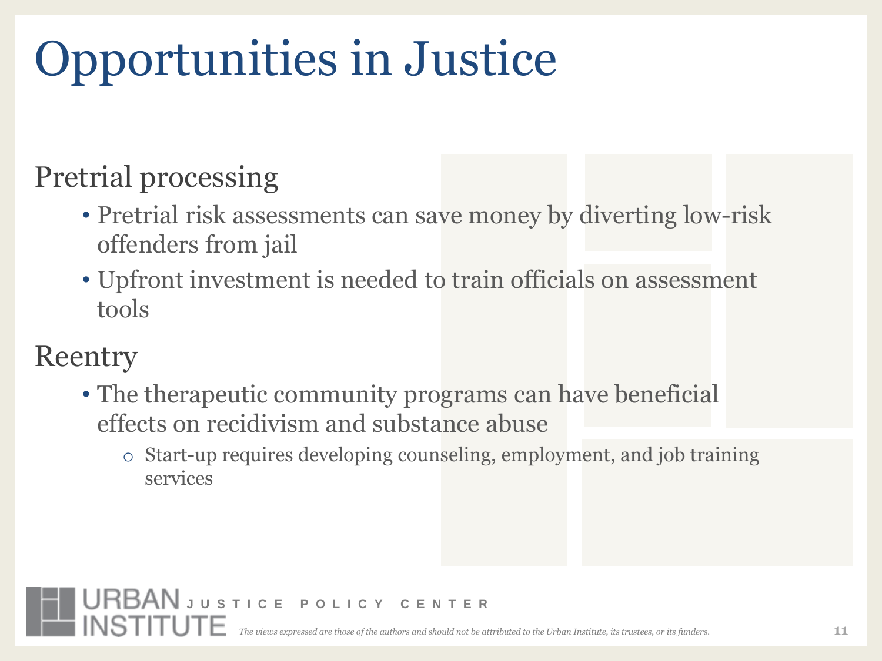# Opportunities in Justice

## Pretrial processing

- Pretrial risk assessments can save money by diverting low-risk offenders from jail
- Upfront investment is needed to train officials on assessment tools

## Reentry

- The therapeutic community programs can have beneficial effects on recidivism and substance abuse
  - Start-up requires developing counseling, employment, and job training services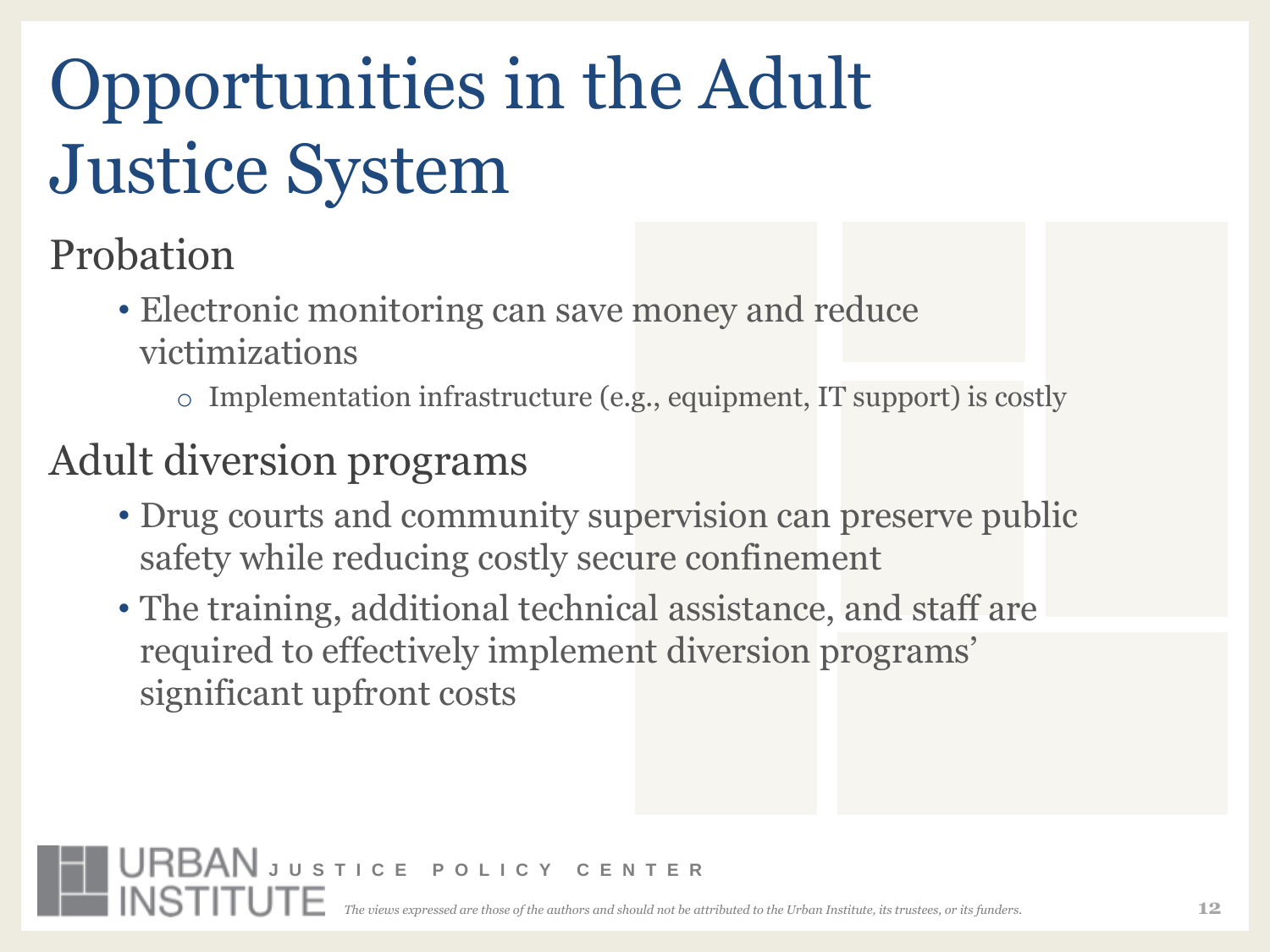# Opportunities in the Adult Justice System

## Probation

- Electronic monitoring can save money and reduce victimizations
  - Implementation infrastructure (e.g., equipment, IT support) is costly

## Adult diversion programs

- Drug courts and community supervision can preserve public safety while reducing costly secure confinement
- The training, additional technical assistance, and staff are required to effectively implement diversion programs' significant upfront costs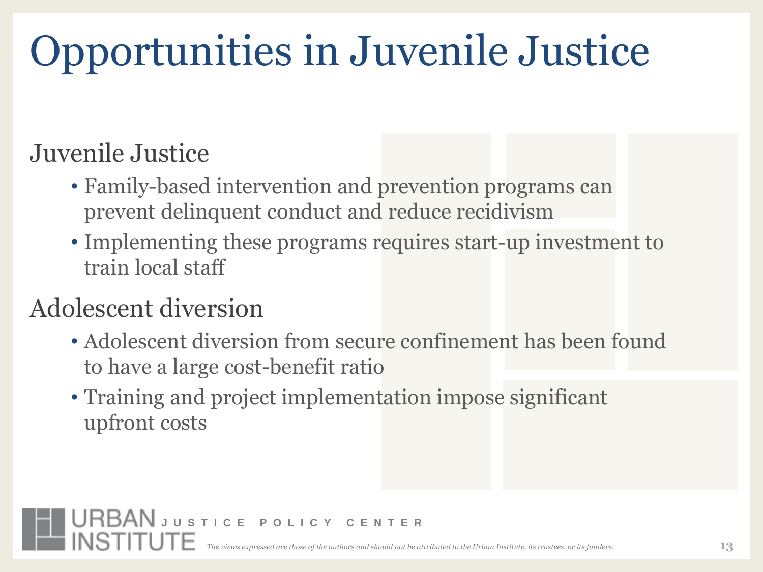# Opportunities in Juvenile Justice

## Juvenile Justice

- Family-based intervention and prevention programs can prevent delinquent conduct and reduce recidivism
- Implementing these programs requires start-up investment to train local staff

## Adolescent diversion

- Adolescent diversion from secure confinement has been found to have a large cost-benefit ratio
- Training and project implementation impose significant upfront costs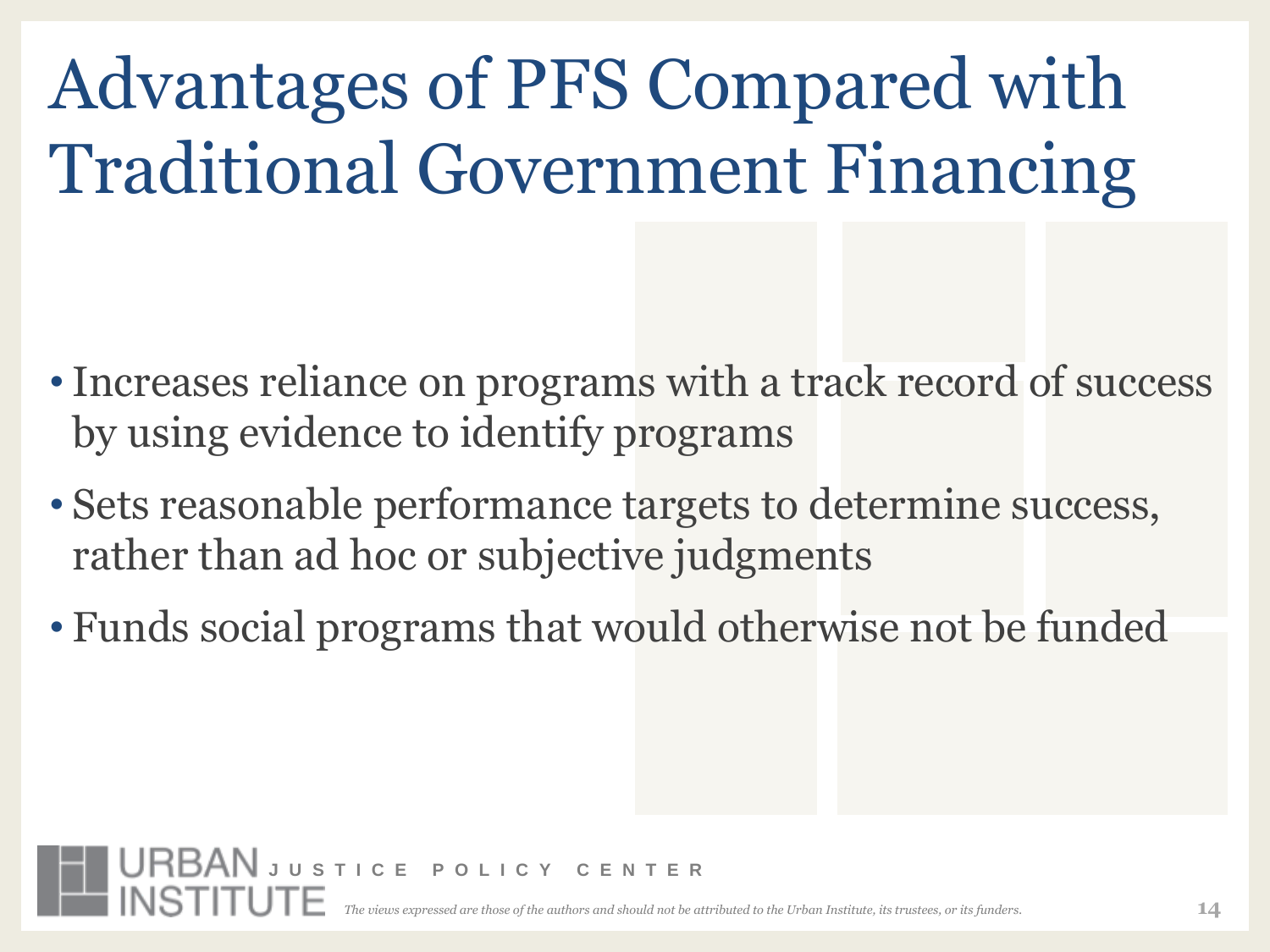# Advantages of PFS Compared with Traditional Government Financing

- Increases reliance on programs with a track record of success by using evidence to identify programs
- Sets reasonable performance targets to determine success, rather than ad hoc or subjective judgments
- Funds social programs that would otherwise not be funded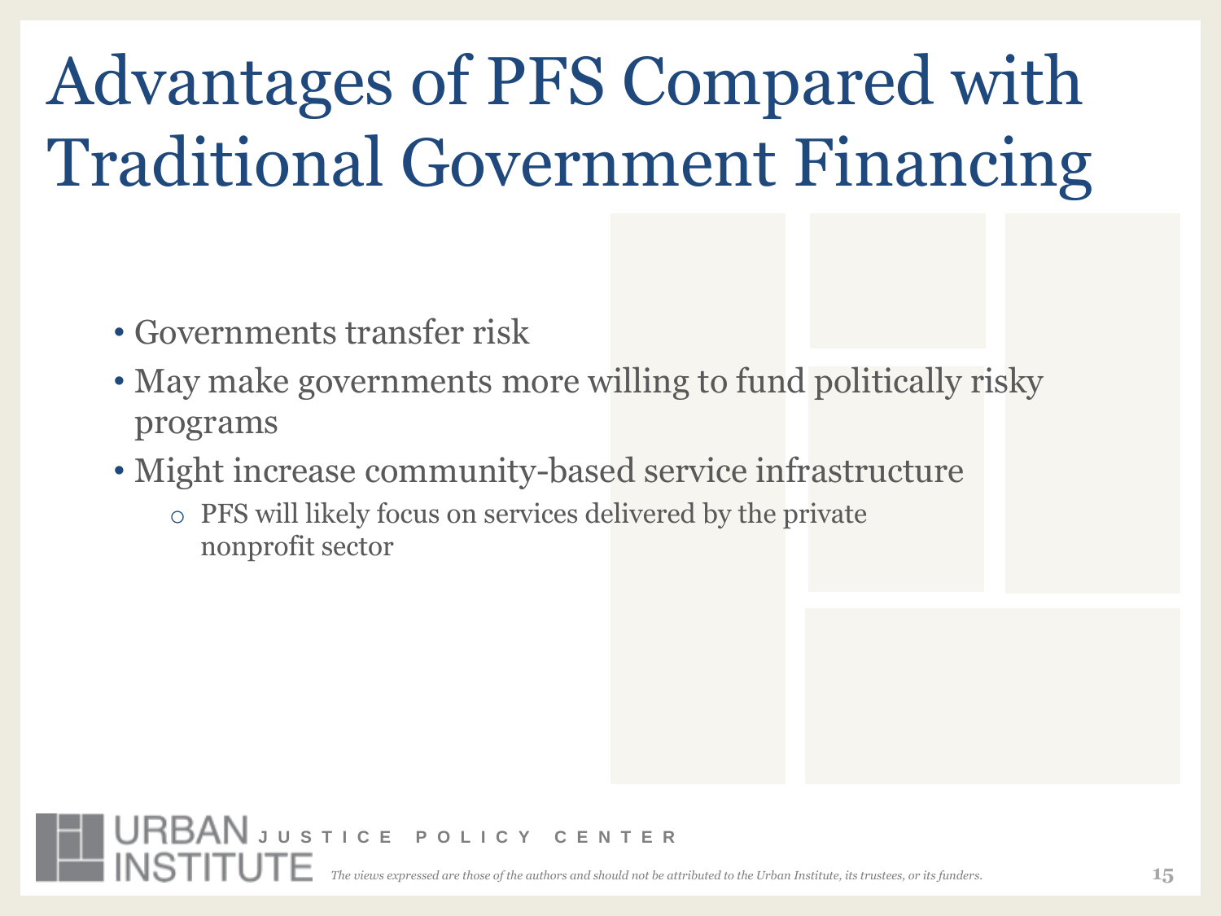# Advantages of PFS Compared with Traditional Government Financing

- Governments transfer risk
- May make governments more willing to fund politically risky programs
- Might increase community-based service infrastructure
  - PFS will likely focus on services delivered by the private nonprofit sector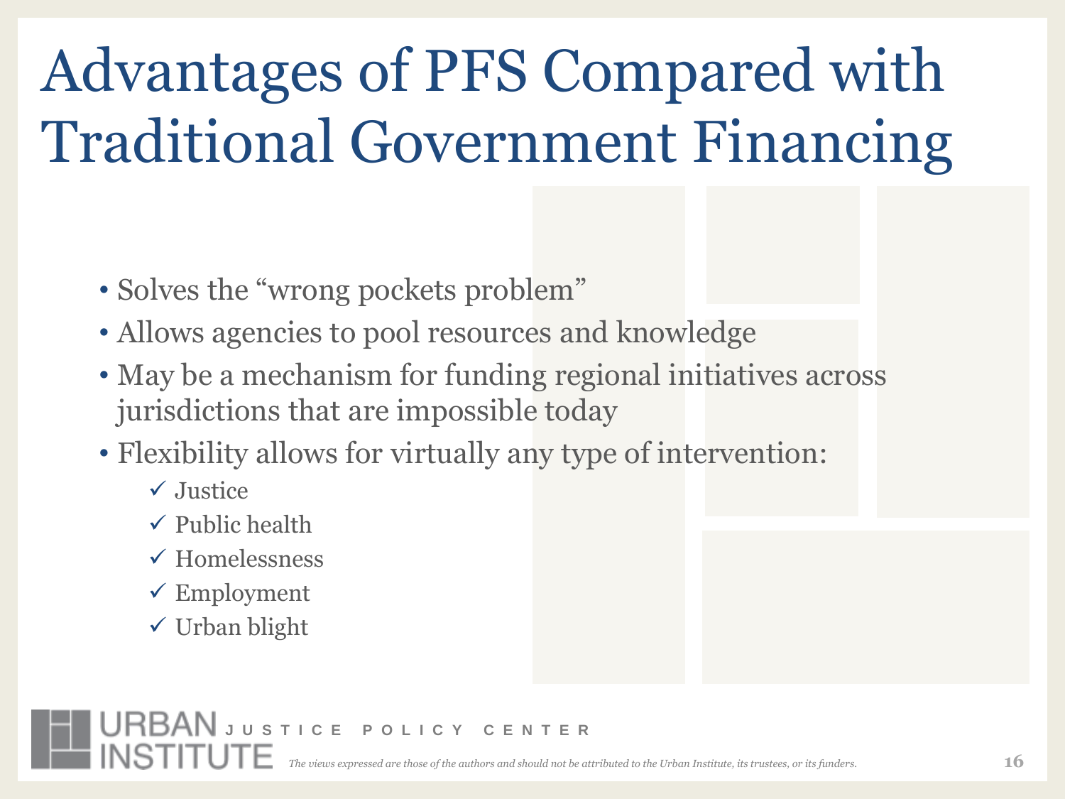# Advantages of PFS Compared with Traditional Government Financing

- Solves the "wrong pockets problem"
- Allows agencies to pool resources and knowledge
- May be a mechanism for funding regional initiatives across jurisdictions that are impossible today
- Flexibility allows for virtually any type of intervention:
  - ✓ Justice
  - ✓ Public health
  - ✓ Homelessness
  - ✓ Employment
  - ✓ Urban blight

URBAN INSTITUTE JUSTICE POLICY CENTER

*The views expressed are those of the authors and should not be attributed to the Urban Institute, its trustees, or its funders.*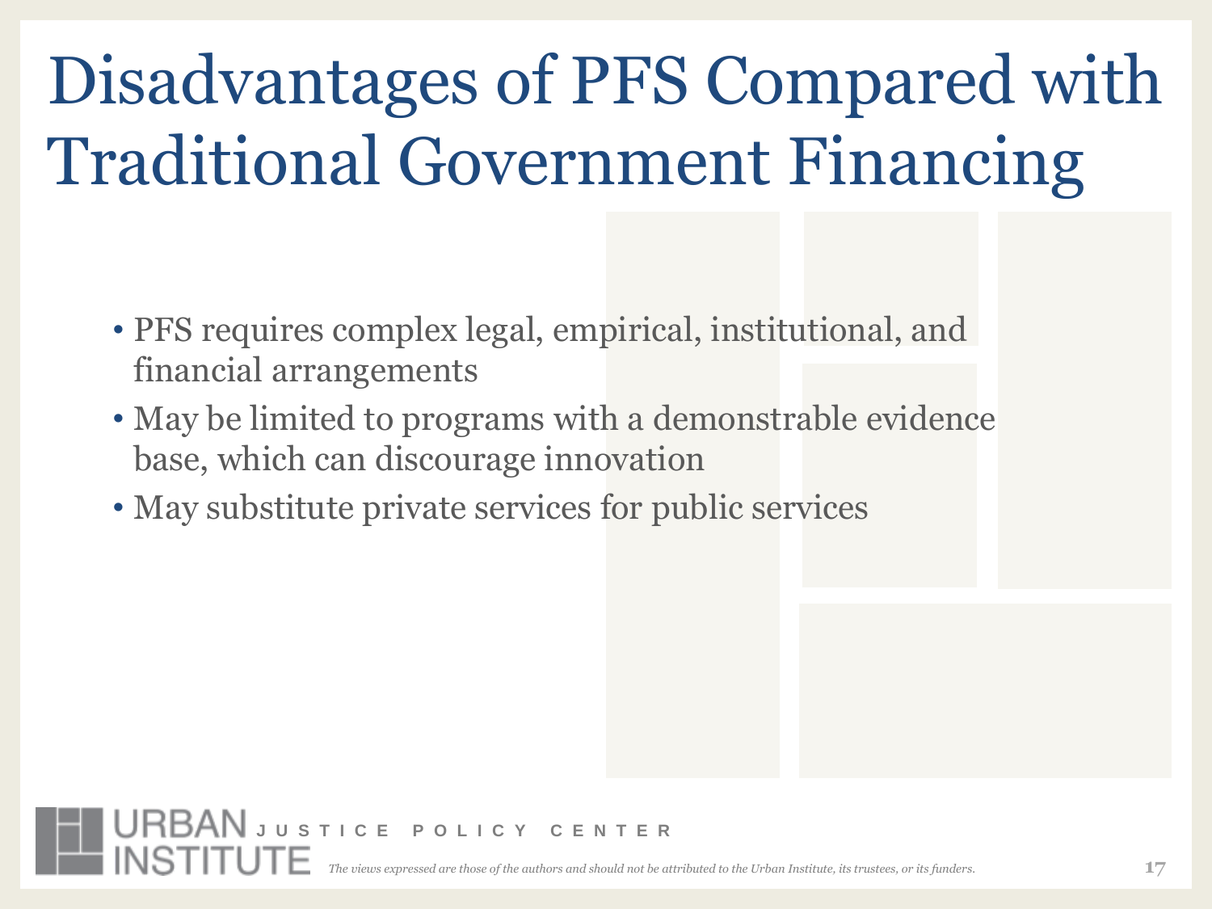# Disadvantages of PFS Compared with Traditional Government Financing

- PFS requires complex legal, empirical, institutional, and financial arrangements
- May be limited to programs with a demonstrable evidence base, which can discourage innovation
- May substitute private services for public services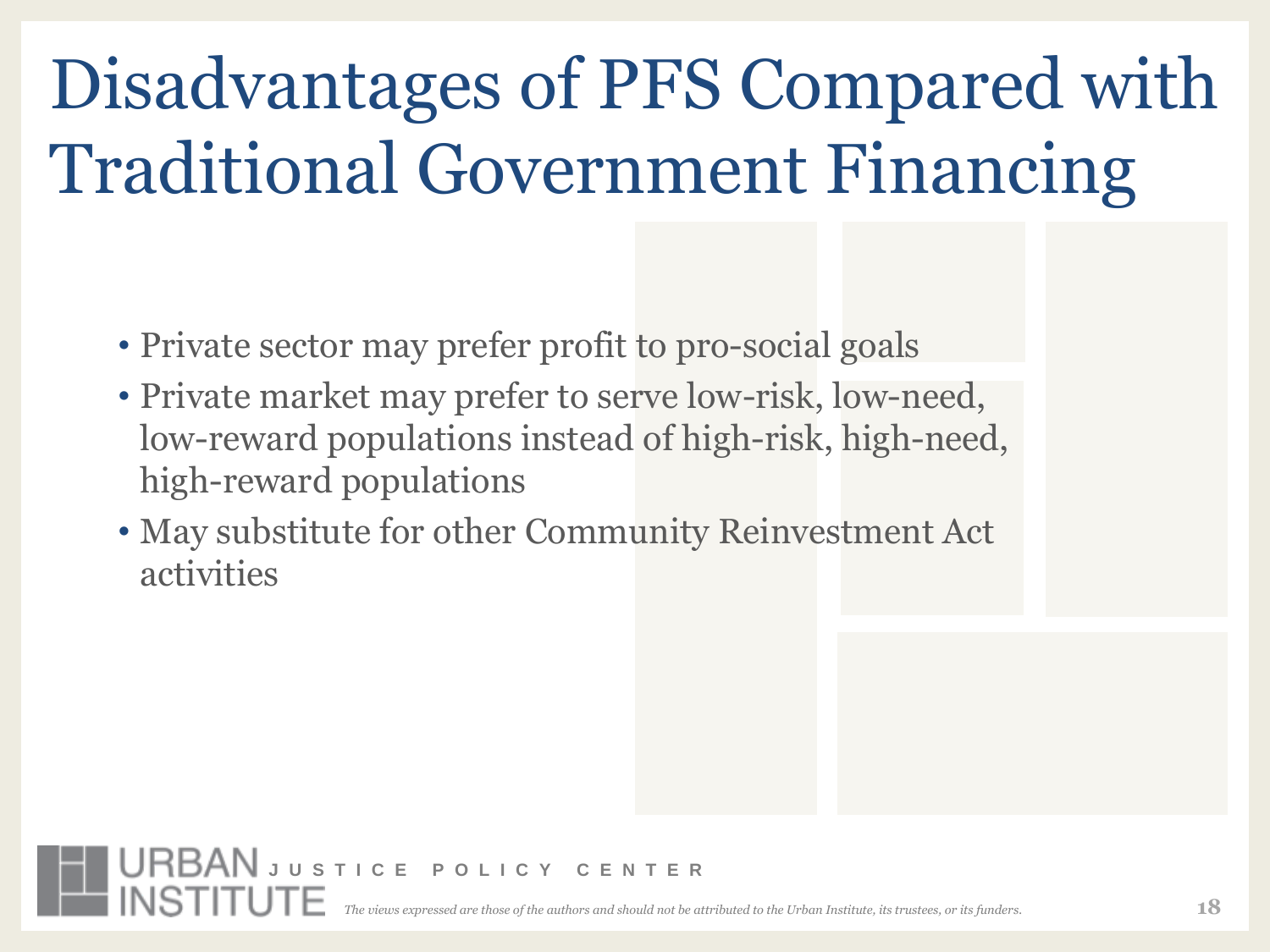# Disadvantages of PFS Compared with Traditional Government Financing

- Private sector may prefer profit to pro-social goals
- Private market may prefer to serve low-risk, low-need, low-reward populations instead of high-risk, high-need, high-reward populations
- May substitute for other Community Reinvestment Act activities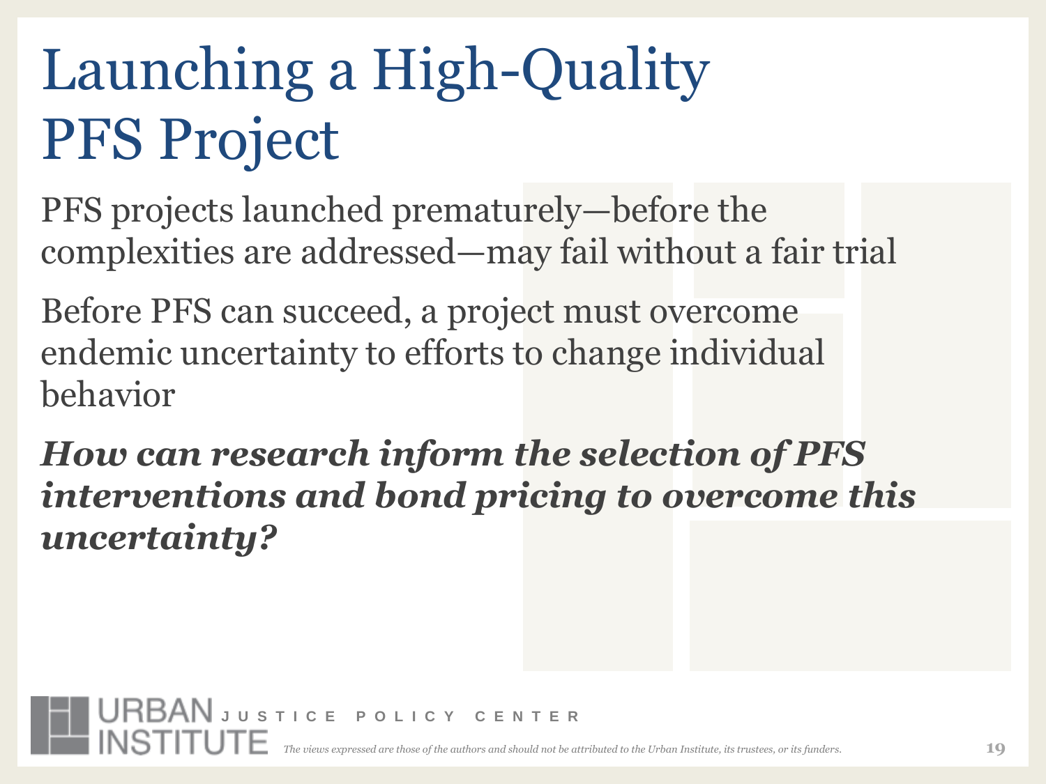# Launching a High-Quality PFS Project

PFS projects launched prematurely—before the complexities are addressed—may fail without a fair trial

Before PFS can succeed, a project must overcome endemic uncertainty to efforts to change individual behavior

***How can research inform the selection of PFS interventions and bond pricing to overcome this uncertainty?***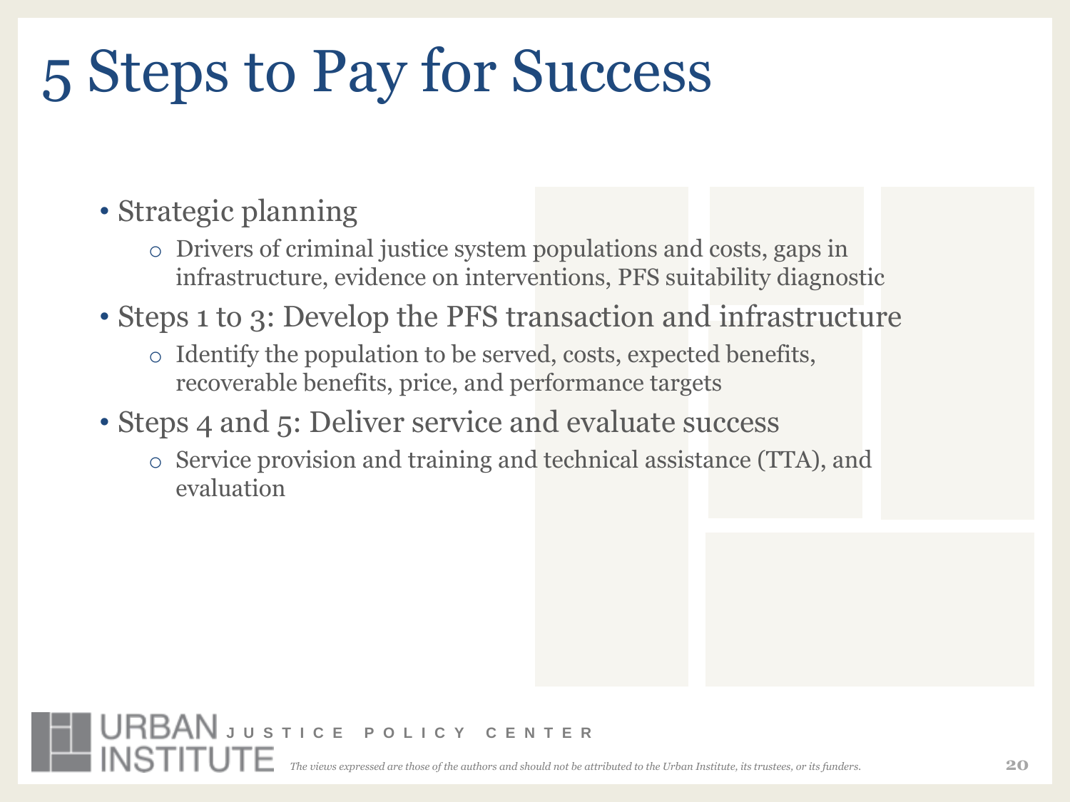# 5 Steps to Pay for Success

- Strategic planning
  - Drivers of criminal justice system populations and costs, gaps in infrastructure, evidence on interventions, PFS suitability diagnostic
- Steps 1 to 3: Develop the PFS transaction and infrastructure
  - Identify the population to be served, costs, expected benefits, recoverable benefits, price, and performance targets
- Steps 4 and 5: Deliver service and evaluate success
  - Service provision and training and technical assistance (TTA), and evaluation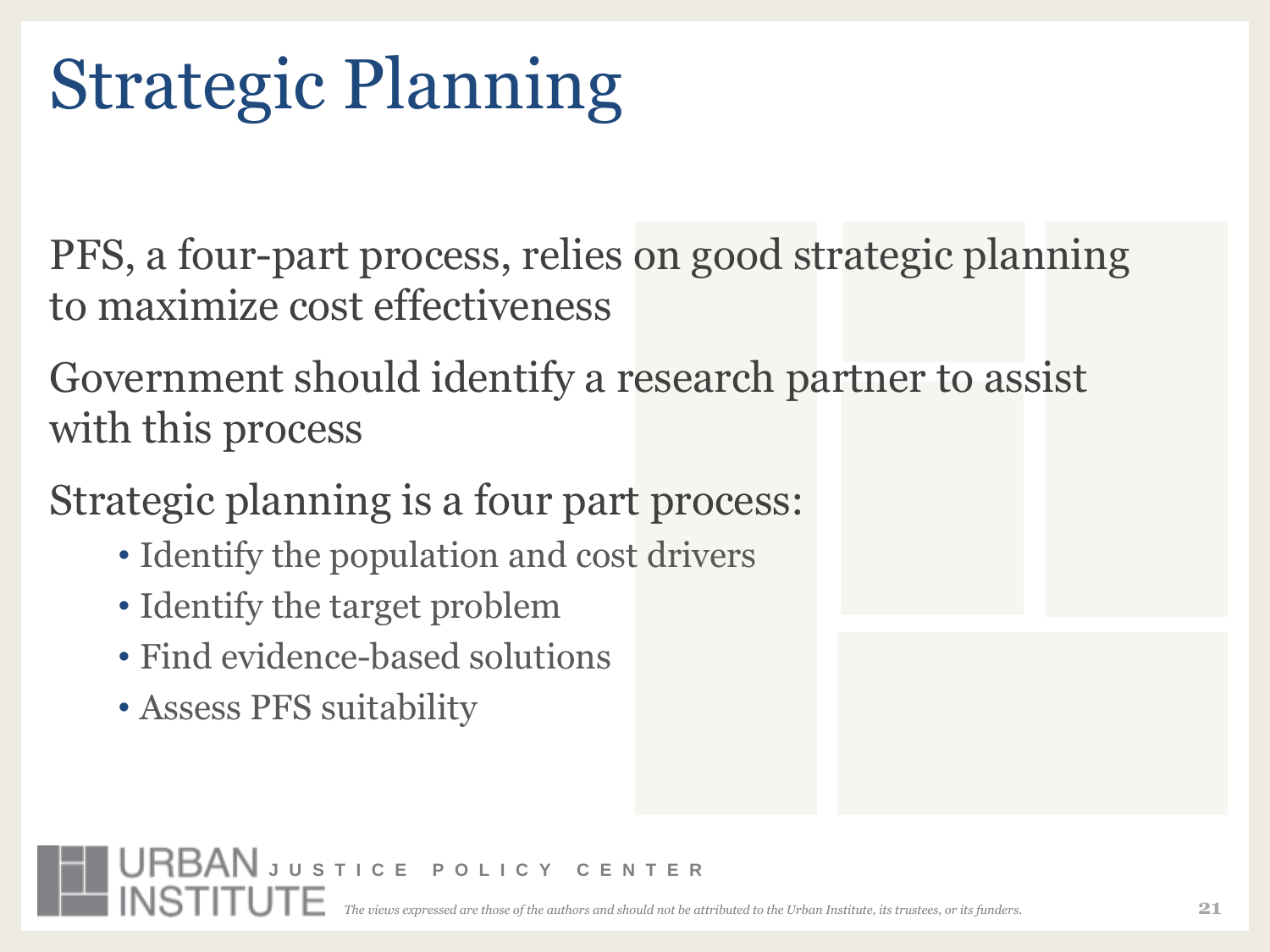# Strategic Planning

PFS, a four-part process, relies on good strategic planning to maximize cost effectiveness

Government should identify a research partner to assist with this process

Strategic planning is a four part process:

- Identify the population and cost drivers
- Identify the target problem
- Find evidence-based solutions
- Assess PFS suitability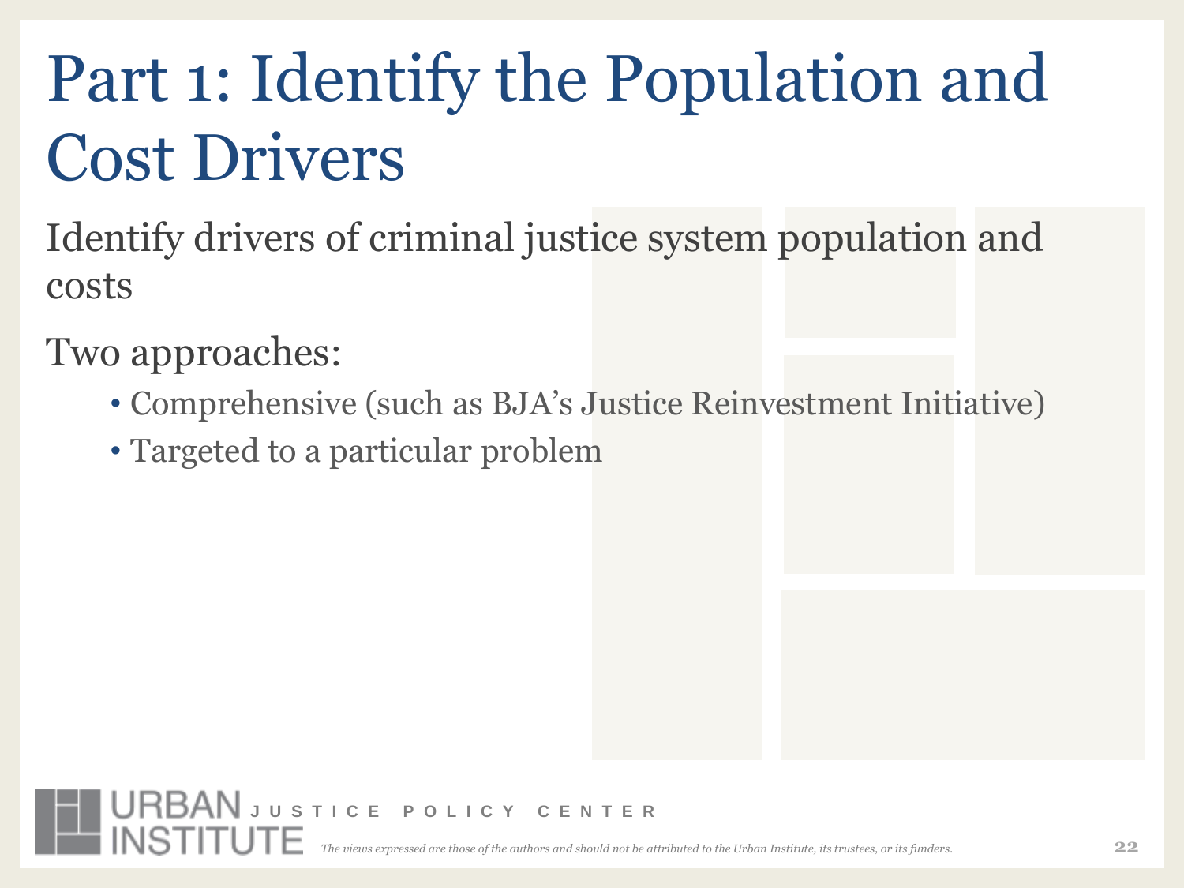# Part 1: Identify the Population and Cost Drivers

Identify drivers of criminal justice system population and costs

Two approaches:

- Comprehensive (such as BJA's Justice Reinvestment Initiative)
- Targeted to a particular problem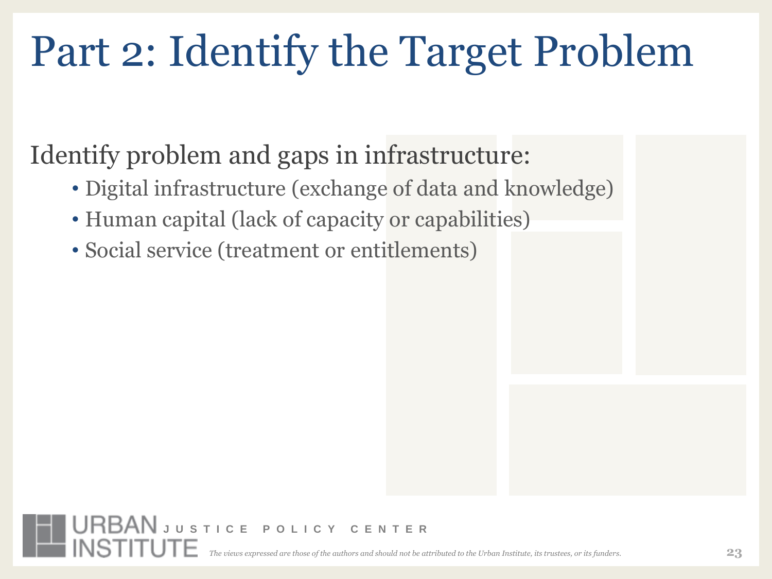# Part 2: Identify the Target Problem

Identify problem and gaps in infrastructure:

- Digital infrastructure (exchange of data and knowledge)
- Human capital (lack of capacity or capabilities)
- Social service (treatment or entitlements)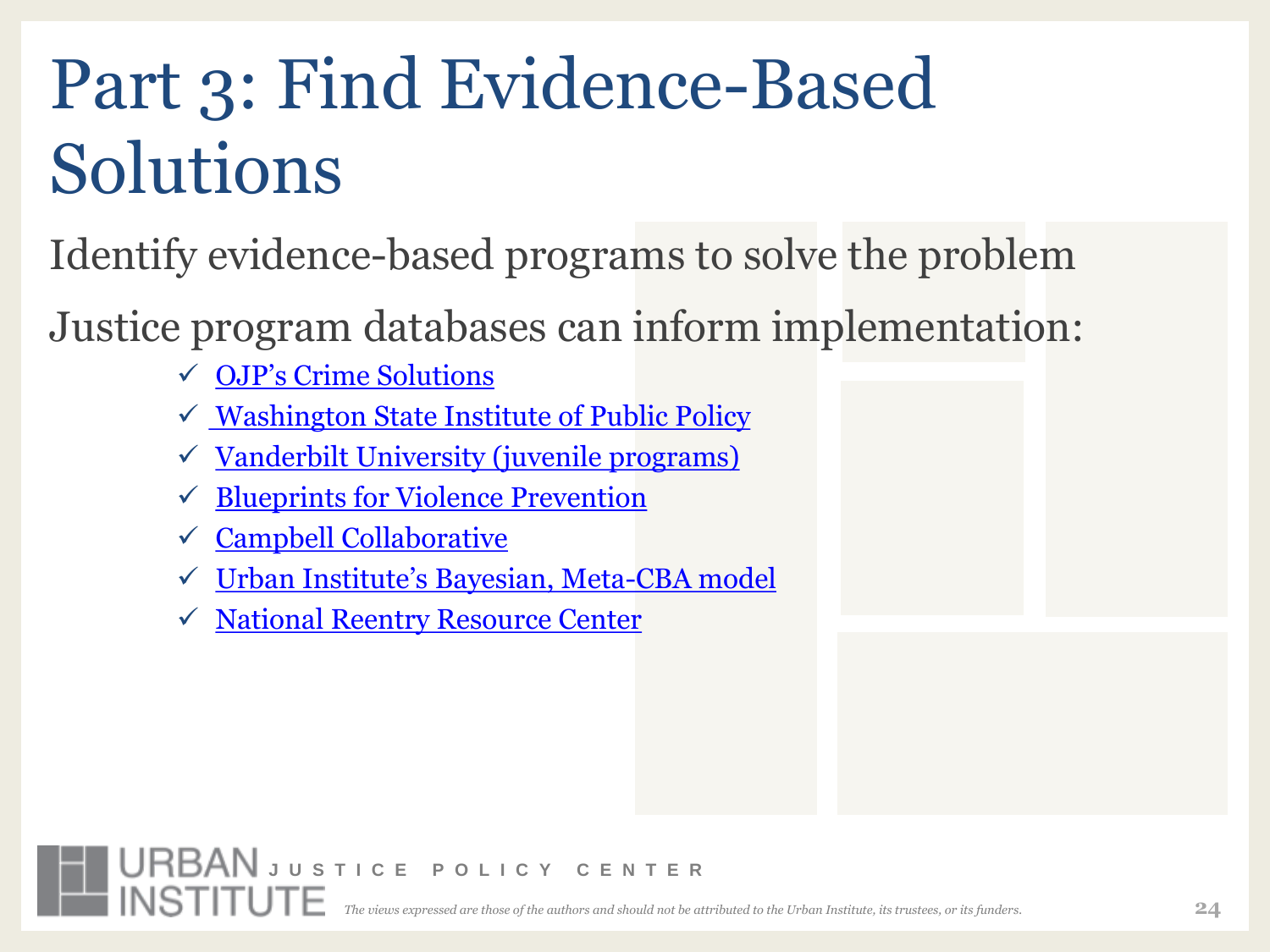# Part 3: Find Evidence-Based Solutions

Identify evidence-based programs to solve the problem

Justice program databases can inform implementation:

- ✓ OJP's Crime Solutions
- ✓ Washington State Institute of Public Policy
- ✓ Vanderbilt University (juvenile programs)
- ✓ Blueprints for Violence Prevention
- ✓ Campbell Collaborative
- ✓ Urban Institute's Bayesian, Meta-CBA model
- ✓ National Reentry Resource Center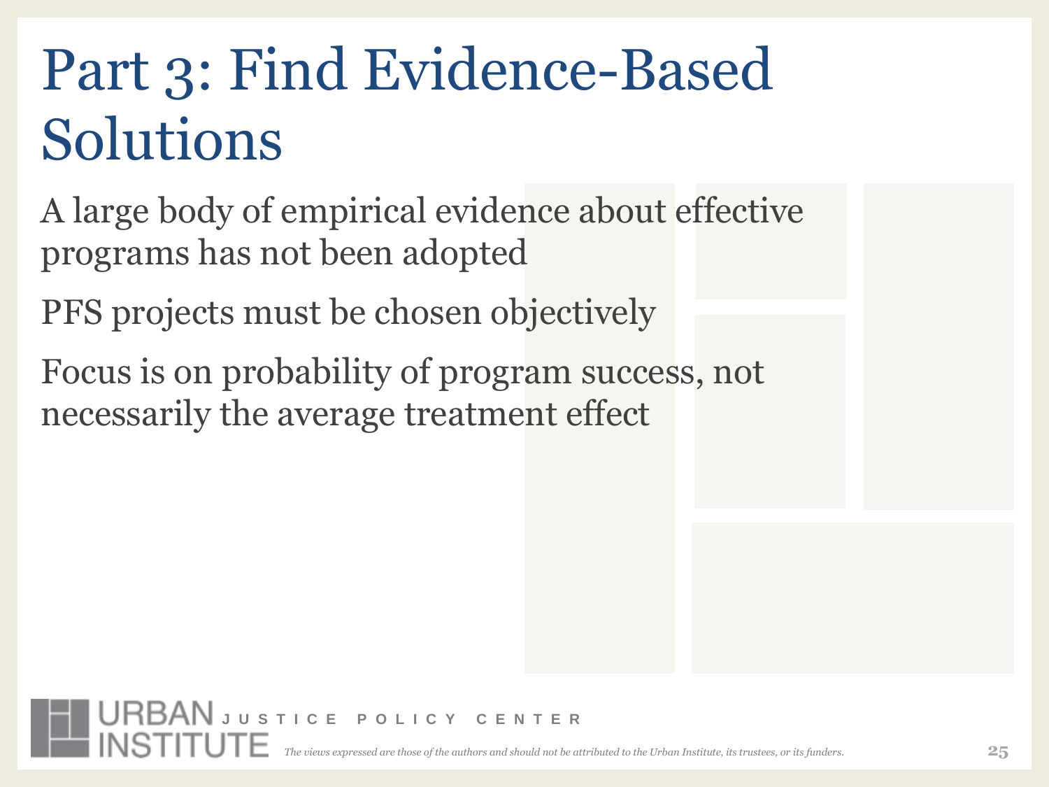# Part 3: Find Evidence-Based Solutions

A large body of empirical evidence about effective programs has not been adopted

PFS projects must be chosen objectively

Focus is on probability of program success, not necessarily the average treatment effect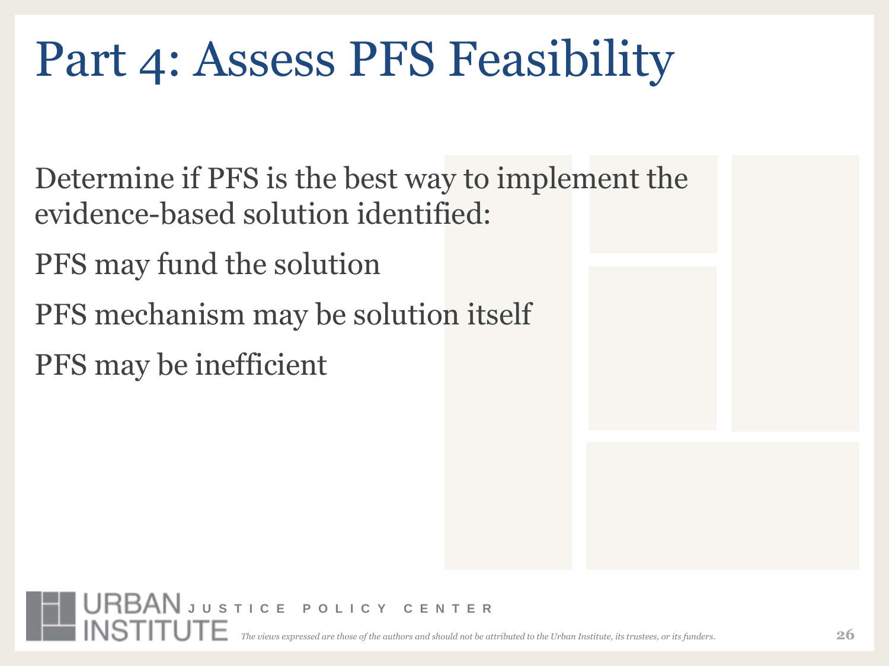# Part 4: Assess PFS Feasibility

Determine if PFS is the best way to implement the evidence-based solution identified:

PFS may fund the solution

PFS mechanism may be solution itself

PFS may be inefficient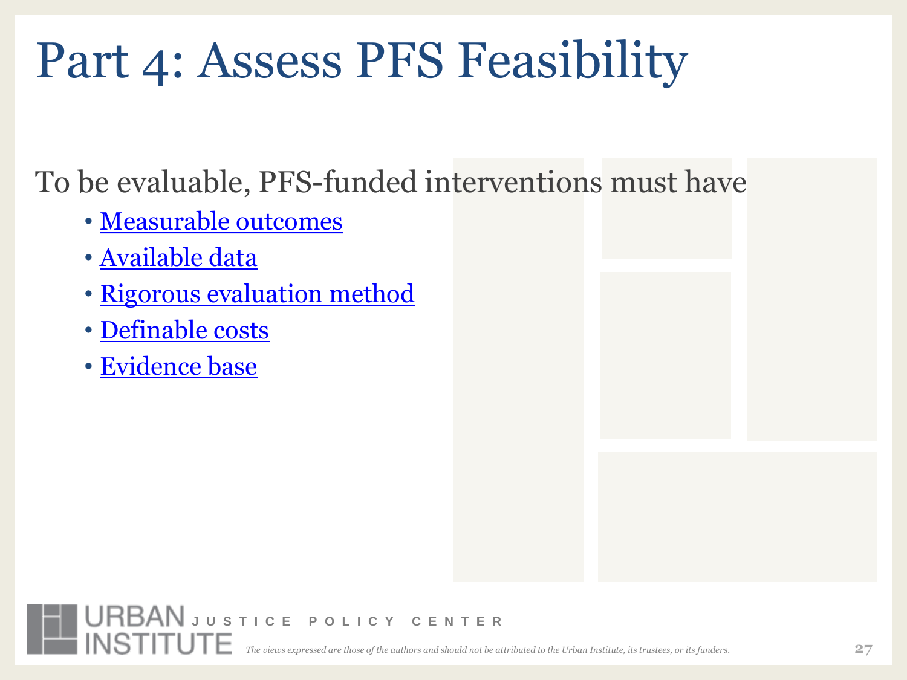# Part 4: Assess PFS Feasibility

To be evaluable, PFS-funded interventions must have

- Measurable outcomes
- Available data
- Rigorous evaluation method
- Definable costs
- Evidence base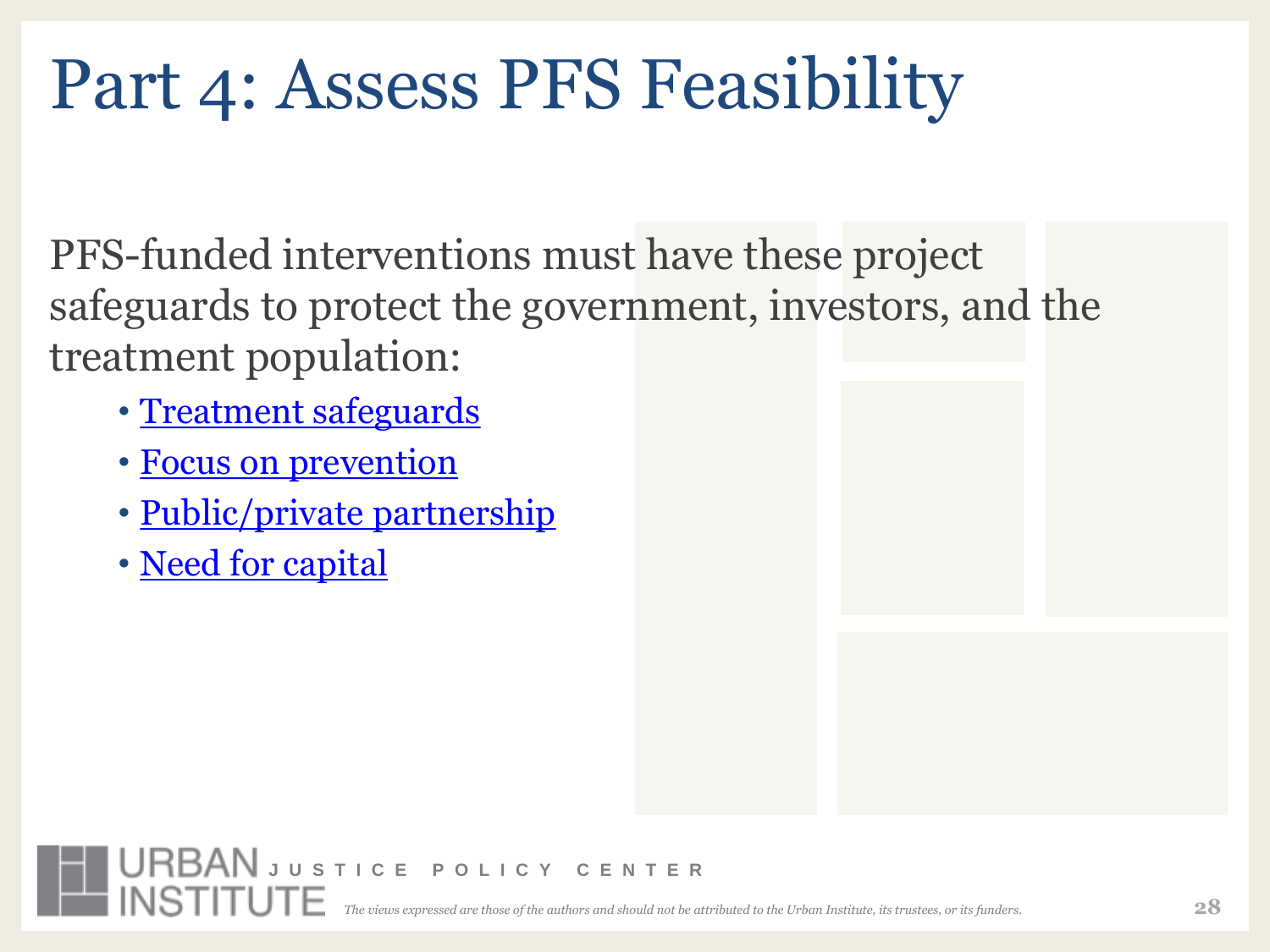# Part 4: Assess PFS Feasibility

PFS-funded interventions must have these project safeguards to protect the government, investors, and the treatment population:

- Treatment safeguards
- Focus on prevention
- Public/private partnership
- Need for capital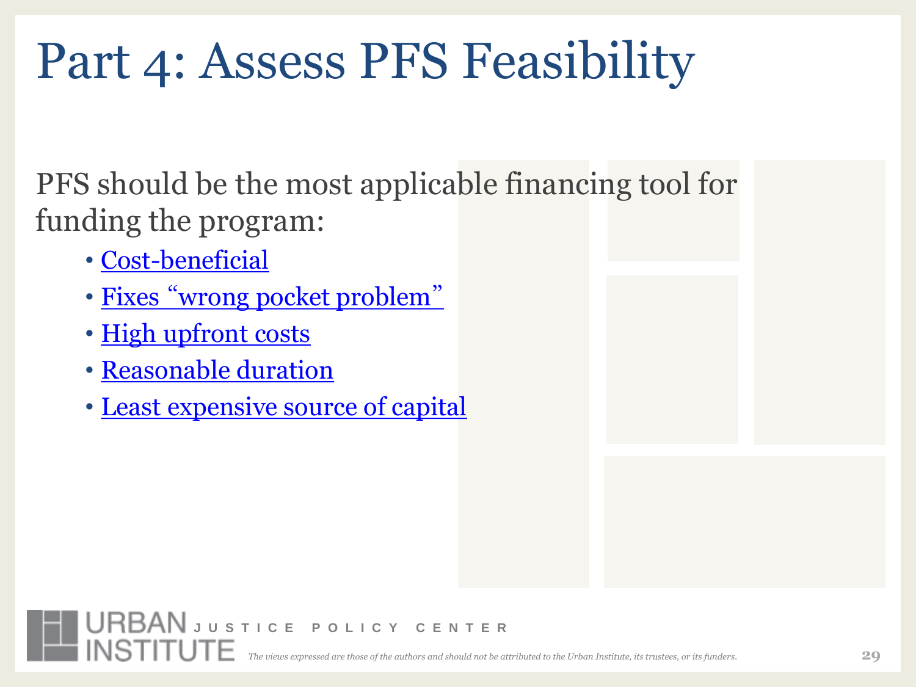# Part 4: Assess PFS Feasibility

PFS should be the most applicable financing tool for funding the program:

- Cost-beneficial
- Fixes "wrong pocket problem"
- High upfront costs
- Reasonable duration
- Least expensive source of capital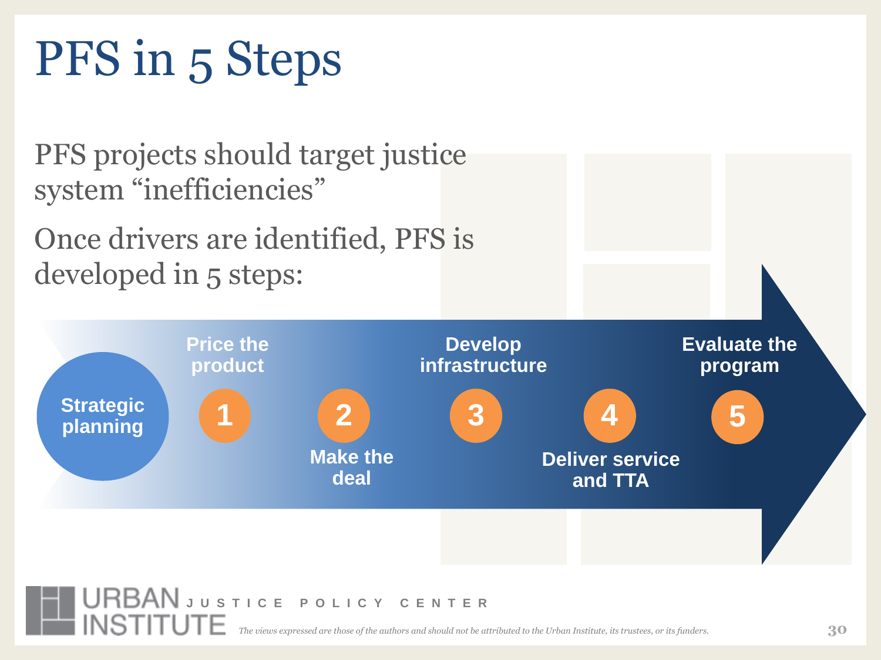# PFS in 5 Steps

PFS projects should target justice system “inefficiencies”

Once drivers are identified, PFS is developed in 5 steps:

- Strategic planning
1. Price the product
2. Make the deal
3. Develop infrastructure
4. Deliver service and TTA
5. Evaluate the program

URBAN INSTITUTE JUSTICE POLICY CENTER

*The views expressed are those of the authors and should not be attributed to the Urban Institute, its trustees, or its funders.*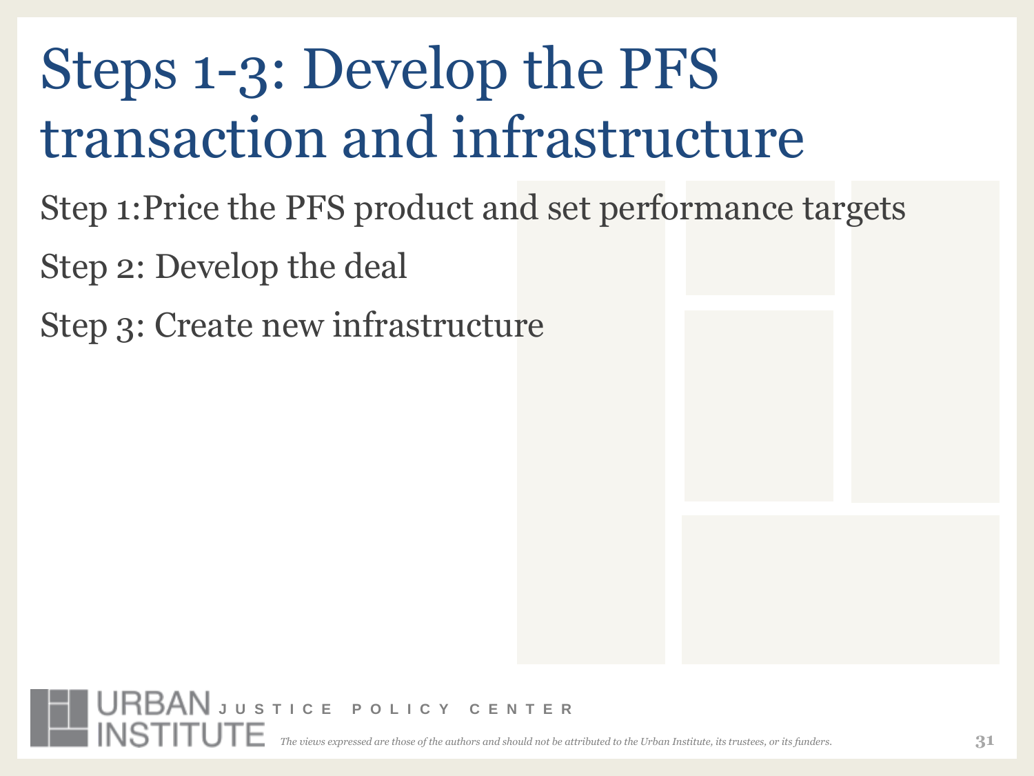# Steps 1-3: Develop the PFS transaction and infrastructure

Step 1:Price the PFS product and set performance targets

Step 2: Develop the deal

Step 3: Create new infrastructure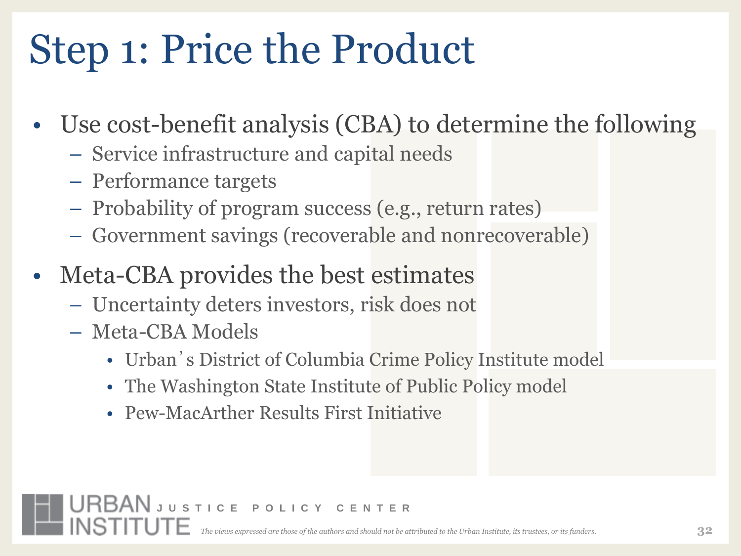# Step 1: Price the Product

- Use cost-benefit analysis (CBA) to determine the following
  - Service infrastructure and capital needs
  - Performance targets
  - Probability of program success (e.g., return rates)
  - Government savings (recoverable and nonrecoverable)
- Meta-CBA provides the best estimates
  - Uncertainty deters investors, risk does not
  - Meta-CBA Models
    - Urban's District of Columbia Crime Policy Institute model
    - The Washington State Institute of Public Policy model
    - Pew-MacArther Results First Initiative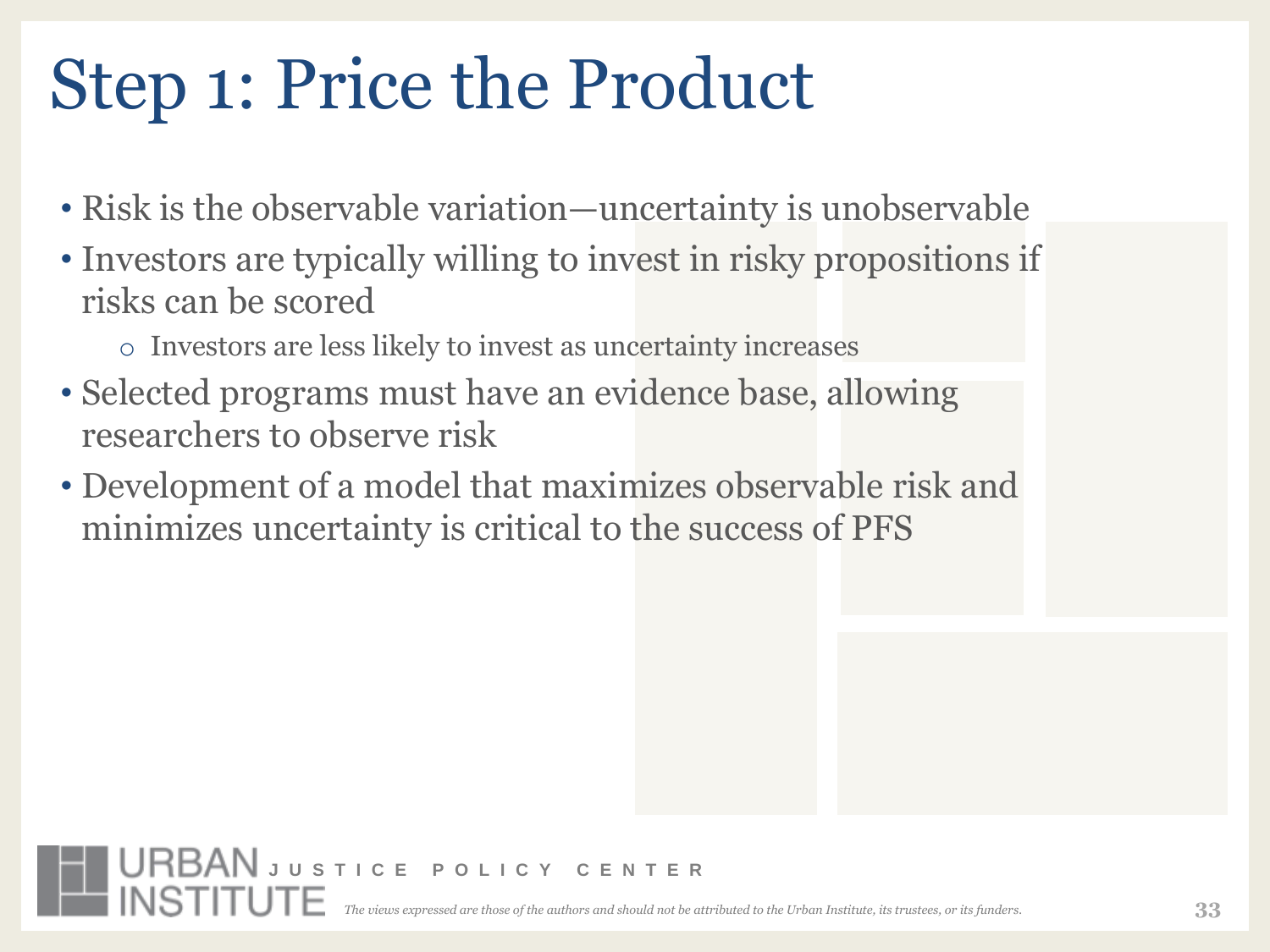# Step 1: Price the Product

- Risk is the observable variation—uncertainty is unobservable
- Investors are typically willing to invest in risky propositions if risks can be scored
  - Investors are less likely to invest as uncertainty increases
- Selected programs must have an evidence base, allowing researchers to observe risk
- Development of a model that maximizes observable risk and minimizes uncertainty is critical to the success of PFS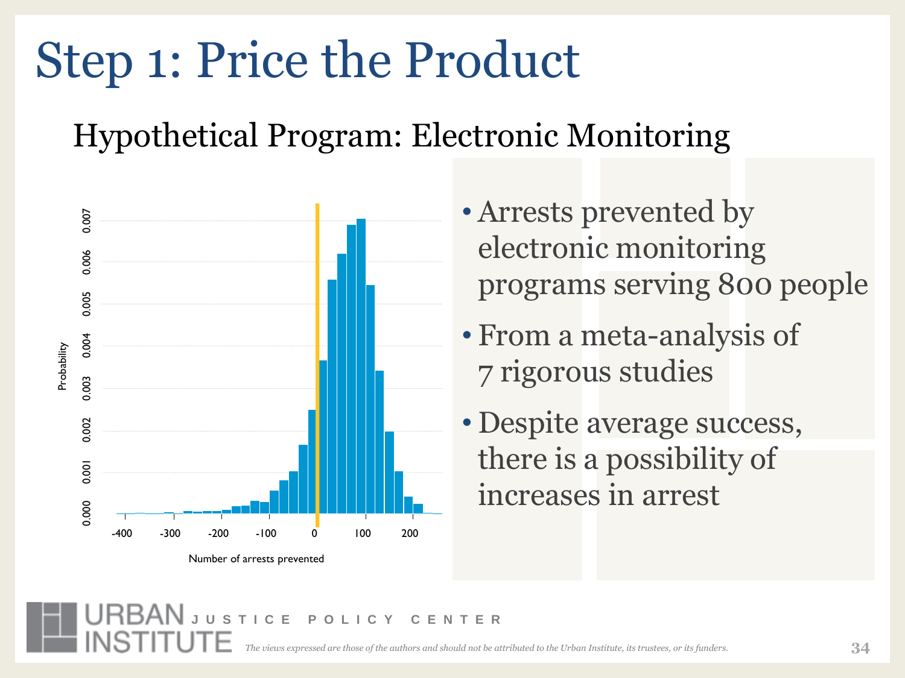# Step 1: Price the Product

## Hypothetical Program: Electronic Monitoring

- Arrests prevented by electronic monitoring programs serving 800 people
- From a meta-analysis of 7 rigorous studies
- Despite average success, there is a possibility of increases in arrest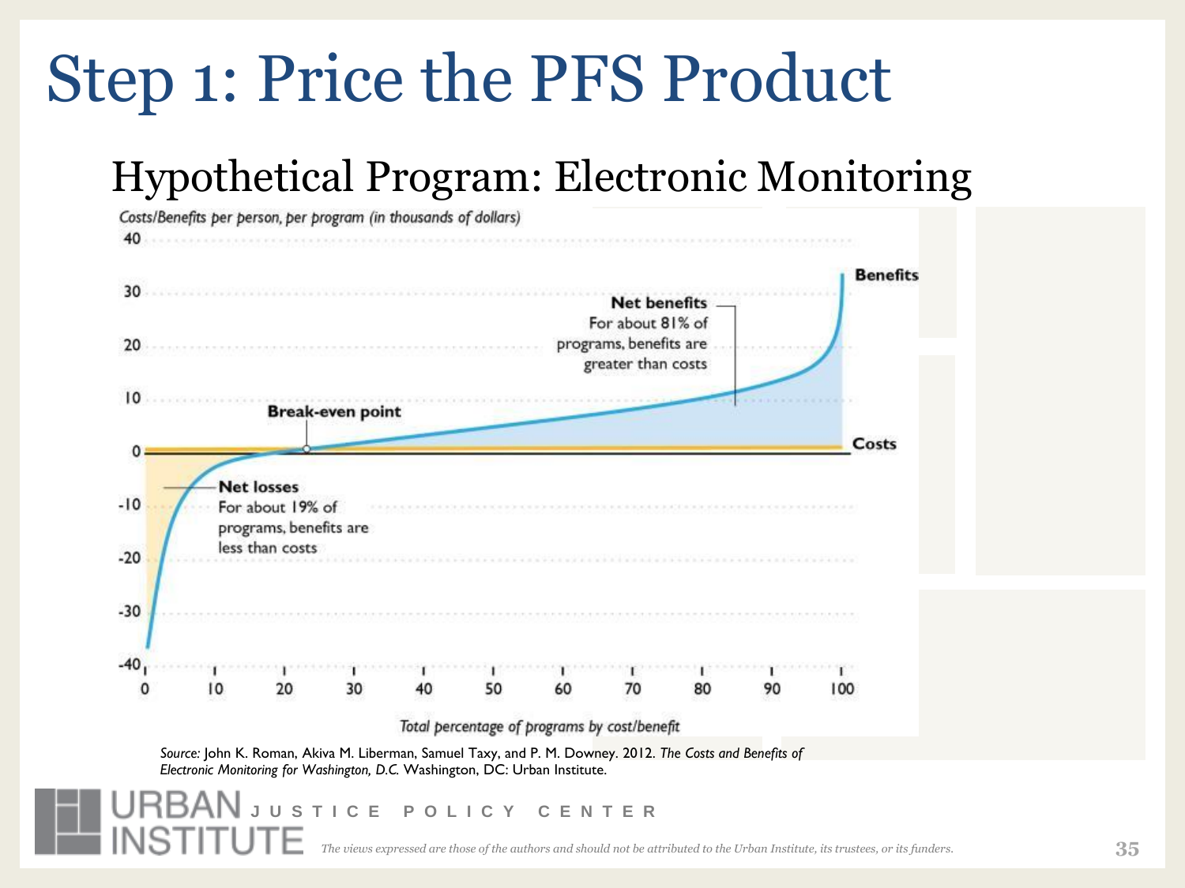# Step 1: Price the PFS Product

## Hypothetical Program: Electronic Monitoring

Costs/Benefits per person, per program (in thousands of dollars)

Benefits

**Net benefits**
For about 81% of programs, benefits are greater than costs

**Break-even point**

Costs

**Net losses**
For about 19% of programs, benefits are less than costs

Total percentage of programs by cost/benefit

*Source:* John K. Roman, Akiva M. Liberman, Samuel Taxy, and P. M. Downey. 2012. *The Costs and Benefits of Electronic Monitoring for Washington, D.C.* Washington, DC: Urban Institute.

URBAN INSTITUTE JUSTICE POLICY CENTER

*The views expressed are those of the authors and should not be attributed to the Urban Institute, its trustees, or its funders.*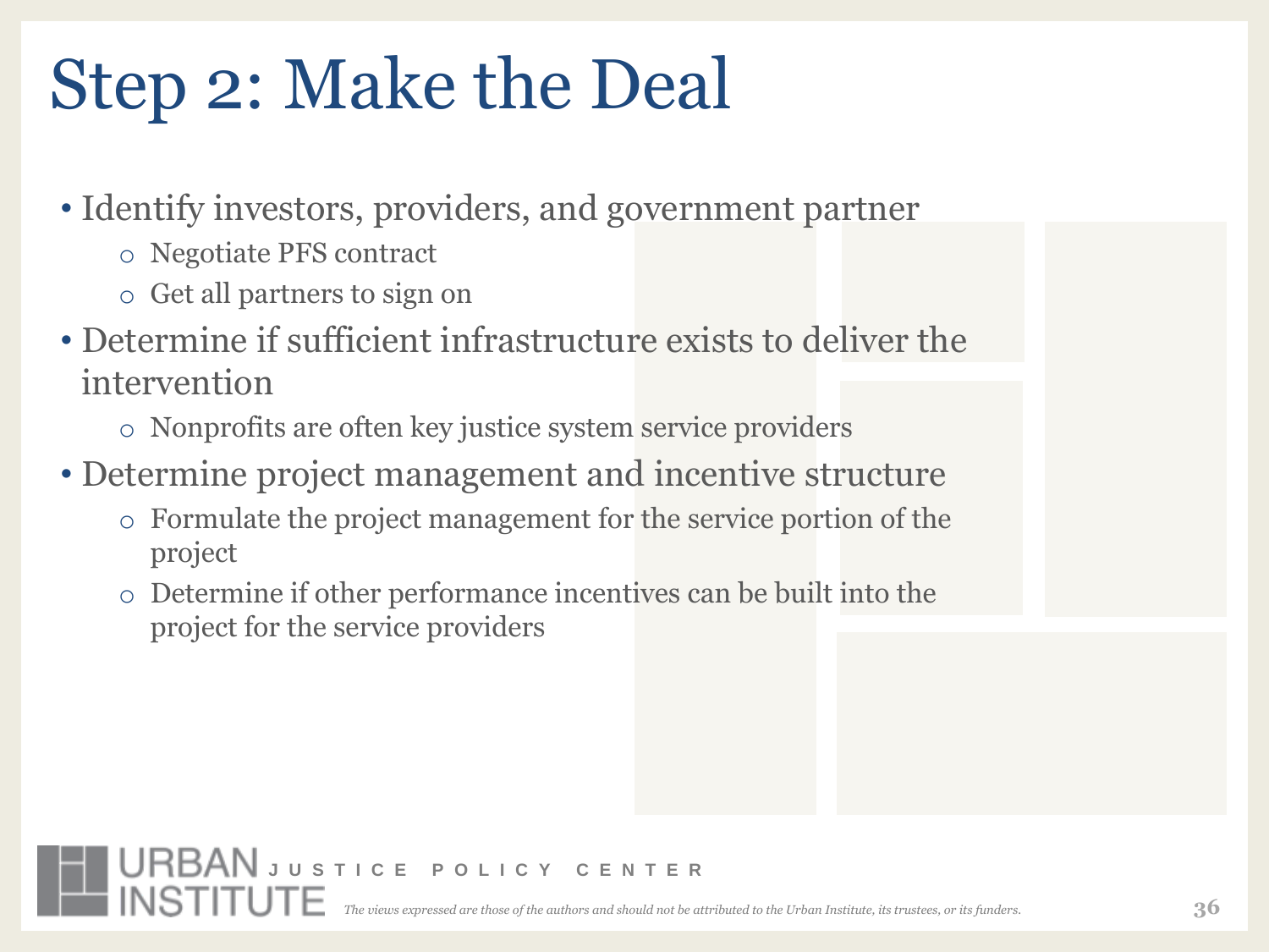# Step 2: Make the Deal

- Identify investors, providers, and government partner
  - Negotiate PFS contract
  - Get all partners to sign on
- Determine if sufficient infrastructure exists to deliver the intervention
  - Nonprofits are often key justice system service providers
- Determine project management and incentive structure
  - Formulate the project management for the service portion of the project
  - Determine if other performance incentives can be built into the project for the service providers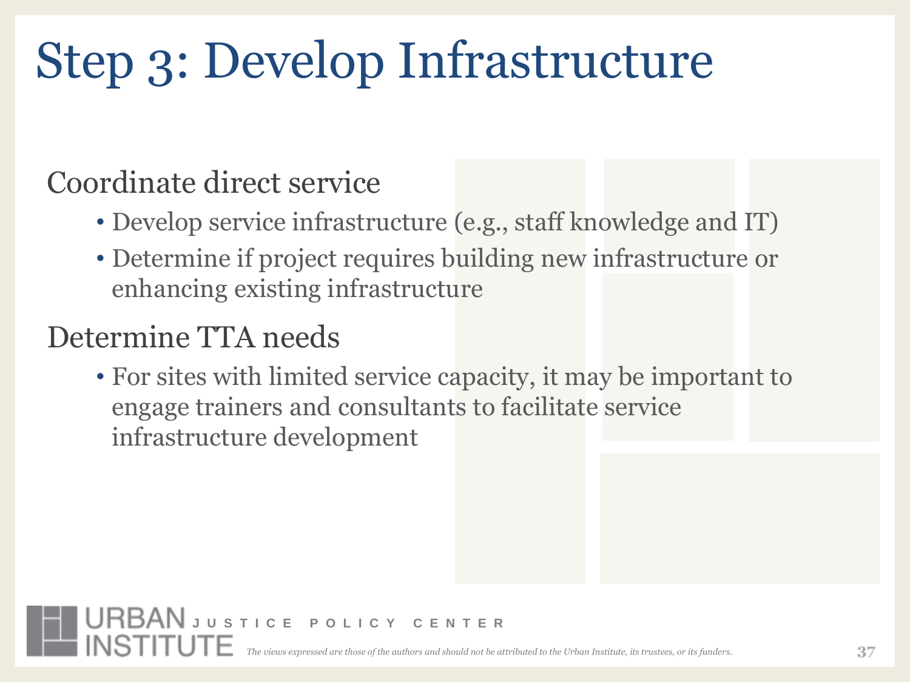# Step 3: Develop Infrastructure

## Coordinate direct service

- Develop service infrastructure (e.g., staff knowledge and IT)
- Determine if project requires building new infrastructure or enhancing existing infrastructure

## Determine TTA needs

- For sites with limited service capacity, it may be important to engage trainers and consultants to facilitate service infrastructure development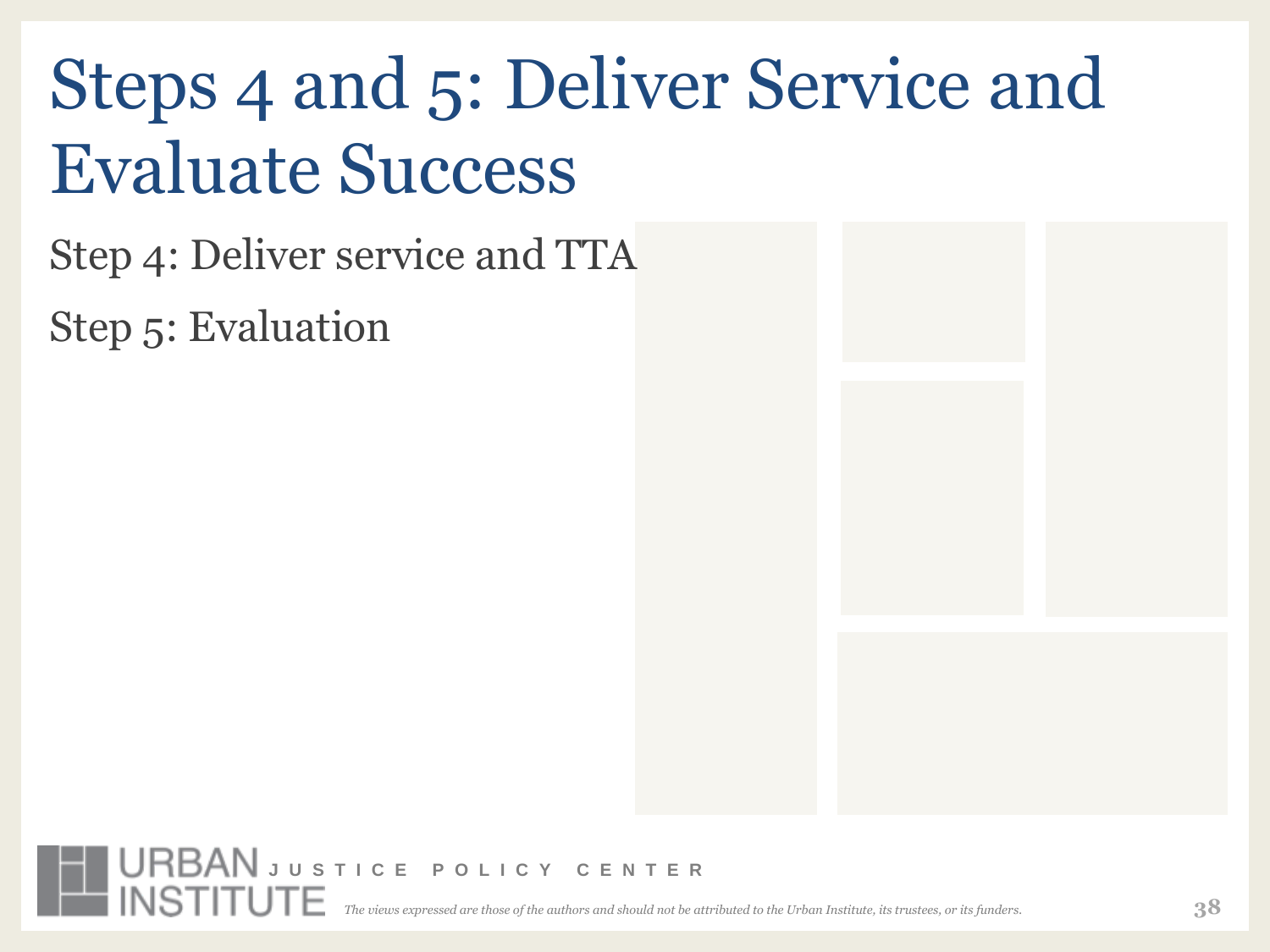# Steps 4 and 5: Deliver Service and Evaluate Success

Step 4: Deliver service and TTA

Step 5: Evaluation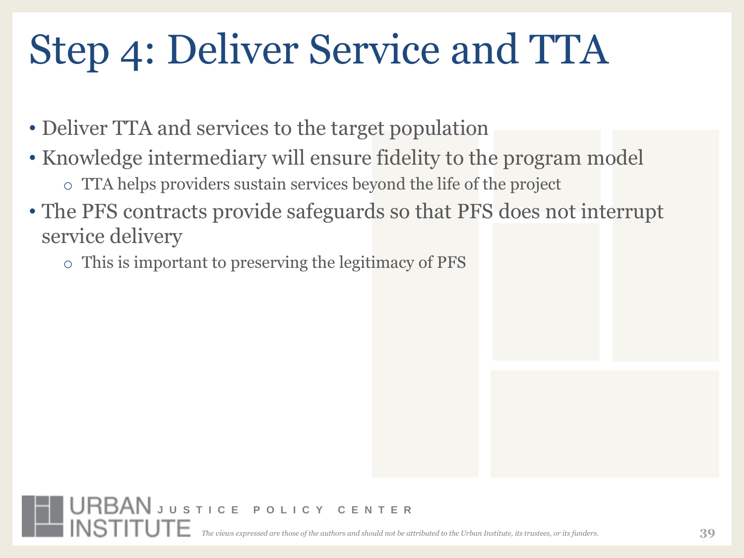# Step 4: Deliver Service and TTA

- Deliver TTA and services to the target population
- Knowledge intermediary will ensure fidelity to the program model
  - TTA helps providers sustain services beyond the life of the project
- The PFS contracts provide safeguards so that PFS does not interrupt service delivery
  - This is important to preserving the legitimacy of PFS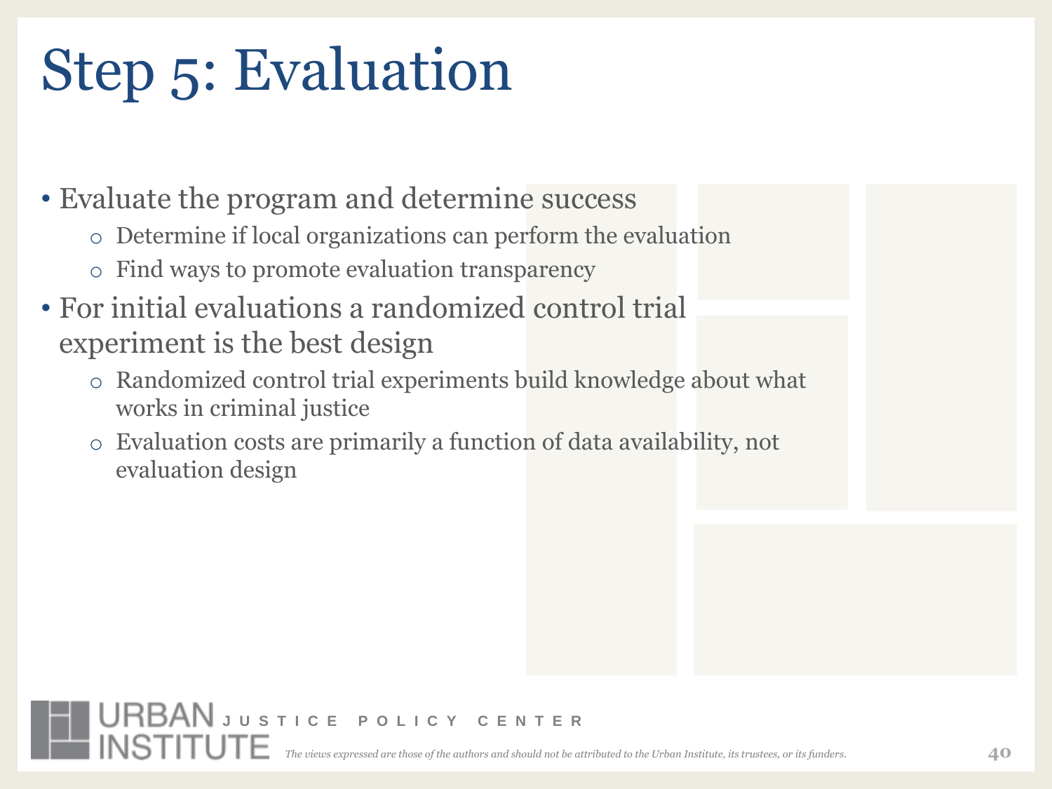# Step 5: Evaluation

- Evaluate the program and determine success
  - Determine if local organizations can perform the evaluation
  - Find ways to promote evaluation transparency
- For initial evaluations a randomized control trial experiment is the best design
  - Randomized control trial experiments build knowledge about what works in criminal justice
  - Evaluation costs are primarily a function of data availability, not evaluation design

URBAN INSTITUTE JUSTICE POLICY CENTER

*The views expressed are those of the authors and should not be attributed to the Urban Institute, its trustees, or its funders.*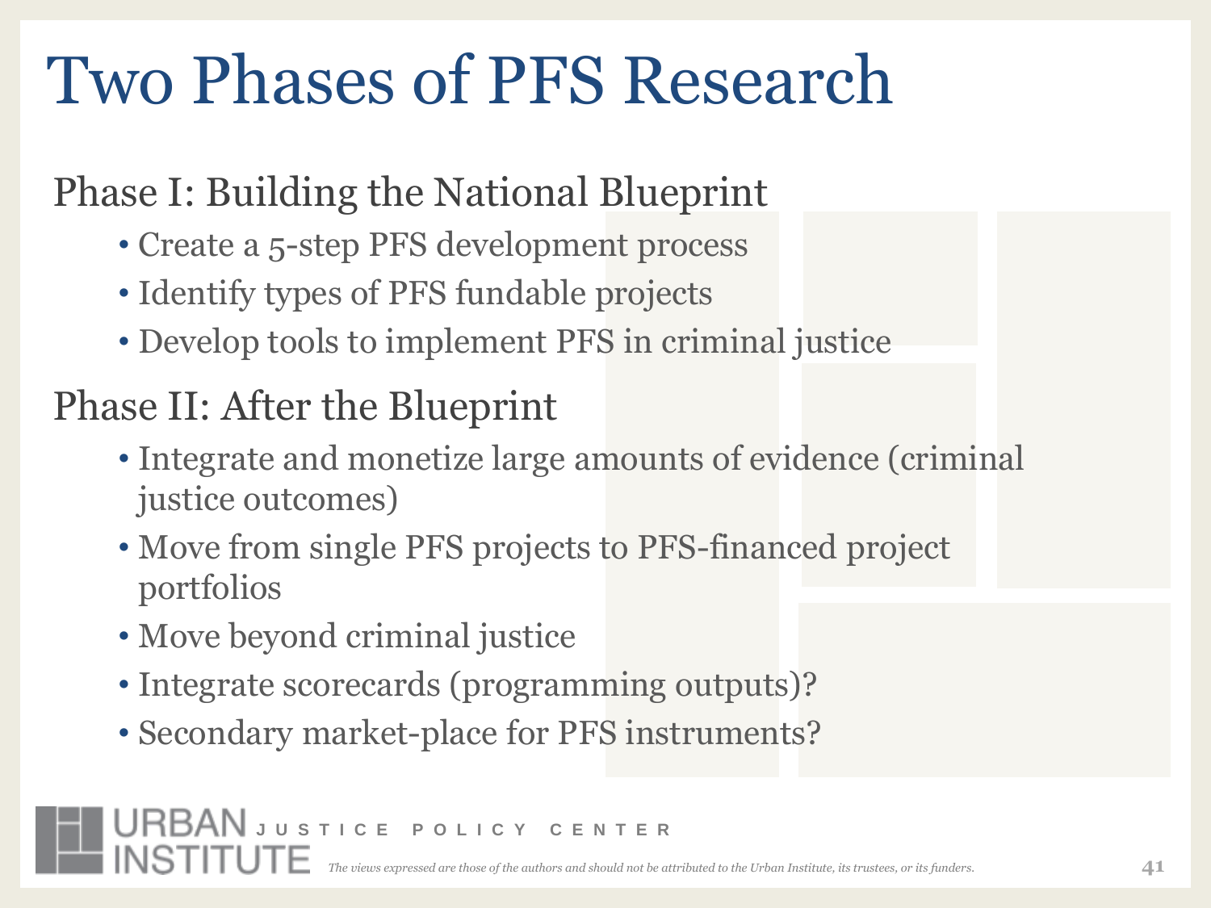# Two Phases of PFS Research

## Phase I: Building the National Blueprint

- Create a 5-step PFS development process
- Identify types of PFS fundable projects
- Develop tools to implement PFS in criminal justice

## Phase II: After the Blueprint

- Integrate and monetize large amounts of evidence (criminal justice outcomes)
- Move from single PFS projects to PFS-financed project portfolios
- Move beyond criminal justice
- Integrate scorecards (programming outputs)?
- Secondary market-place for PFS instruments?

*The views expressed are those of the authors and should not be attributed to the Urban Institute, its trustees, or its funders.*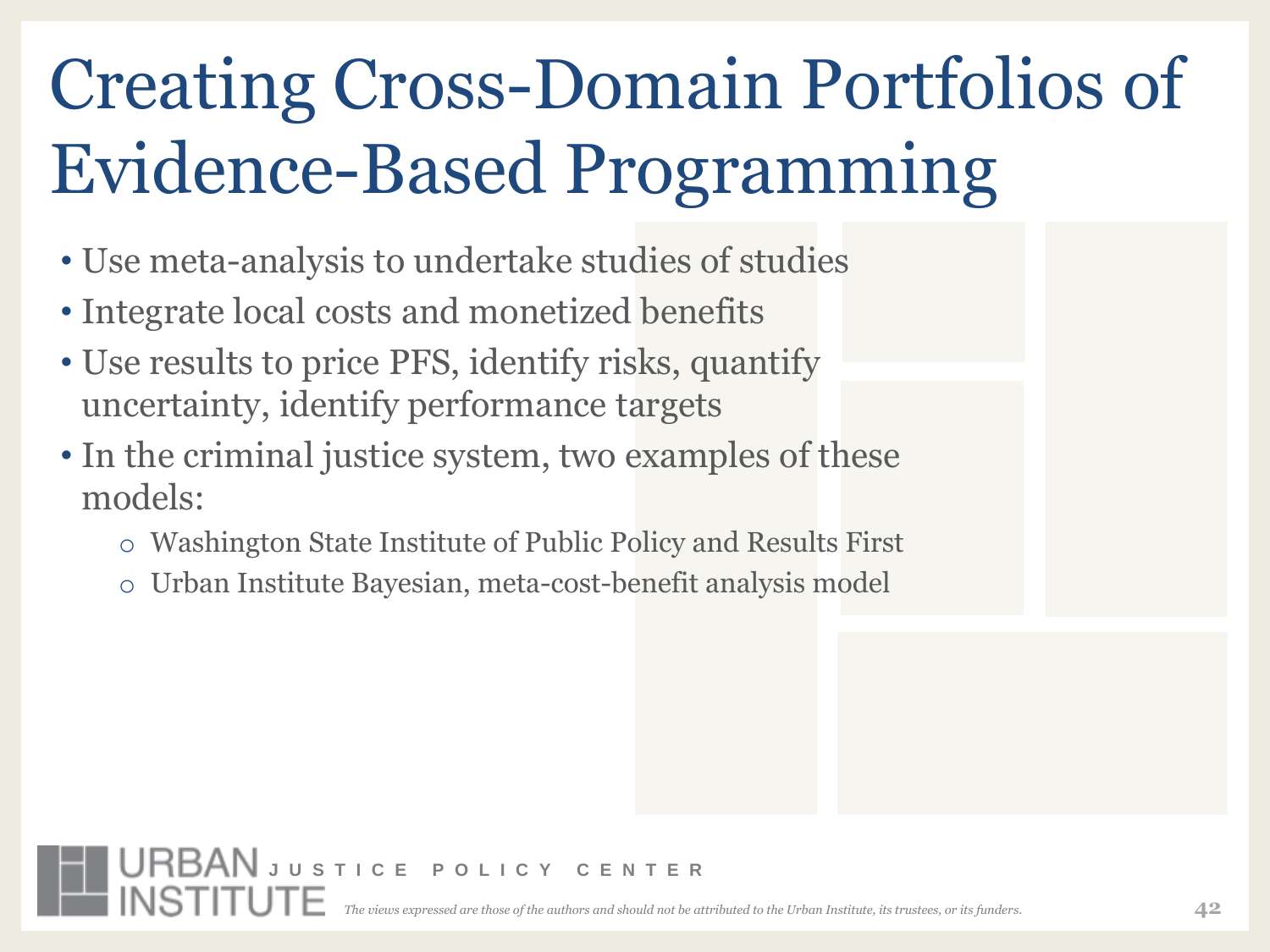# Creating Cross-Domain Portfolios of Evidence-Based Programming

- Use meta-analysis to undertake studies of studies
- Integrate local costs and monetized benefits
- Use results to price PFS, identify risks, quantify uncertainty, identify performance targets
- In the criminal justice system, two examples of these models:
  - Washington State Institute of Public Policy and Results First
  - Urban Institute Bayesian, meta-cost-benefit analysis model

URBAN INSTITUTE JUSTICE POLICY CENTER

*The views expressed are those of the authors and should not be attributed to the Urban Institute, its trustees, or its funders.*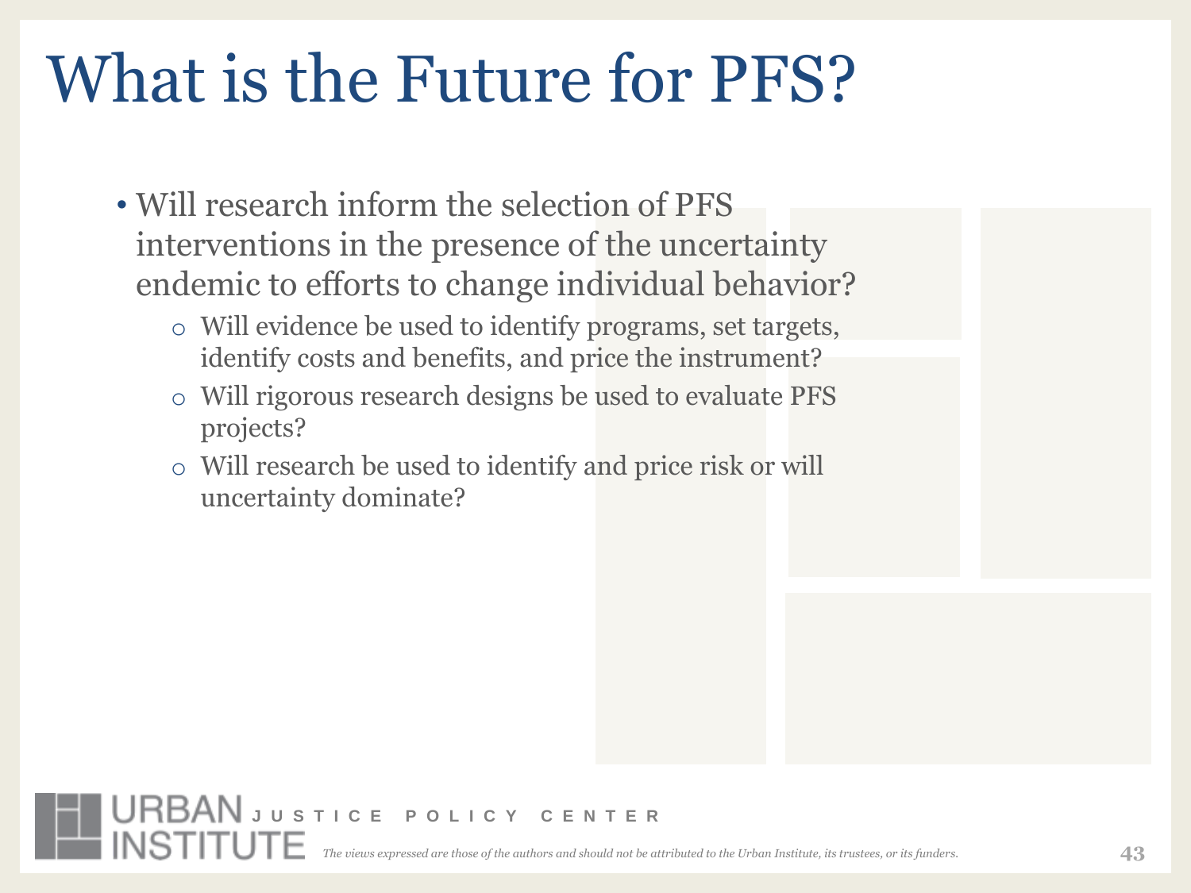# What is the Future for PFS?

- Will research inform the selection of PFS interventions in the presence of the uncertainty endemic to efforts to change individual behavior?
  - Will evidence be used to identify programs, set targets, identify costs and benefits, and price the instrument?
  - Will rigorous research designs be used to evaluate PFS projects?
  - Will research be used to identify and price risk or will uncertainty dominate?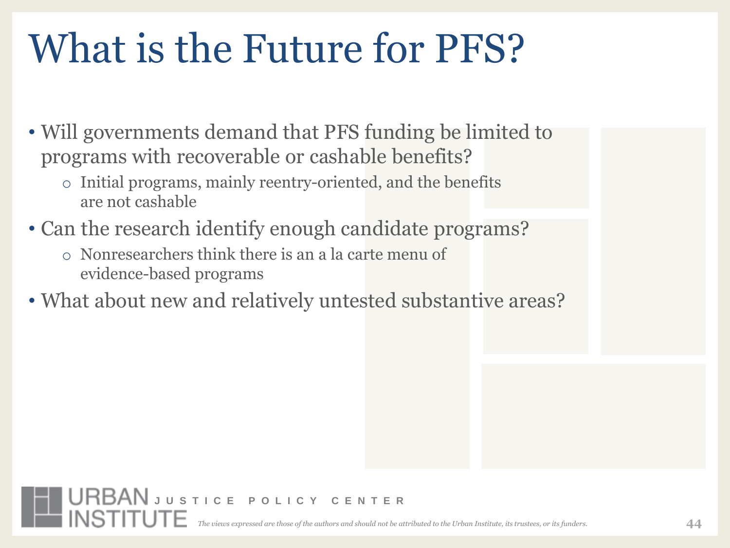# What is the Future for PFS?

- Will governments demand that PFS funding be limited to programs with recoverable or cashable benefits?
  - Initial programs, mainly reentry-oriented, and the benefits are not cashable
- Can the research identify enough candidate programs?
  - Nonresearchers think there is an a la carte menu of evidence-based programs
- What about new and relatively untested substantive areas?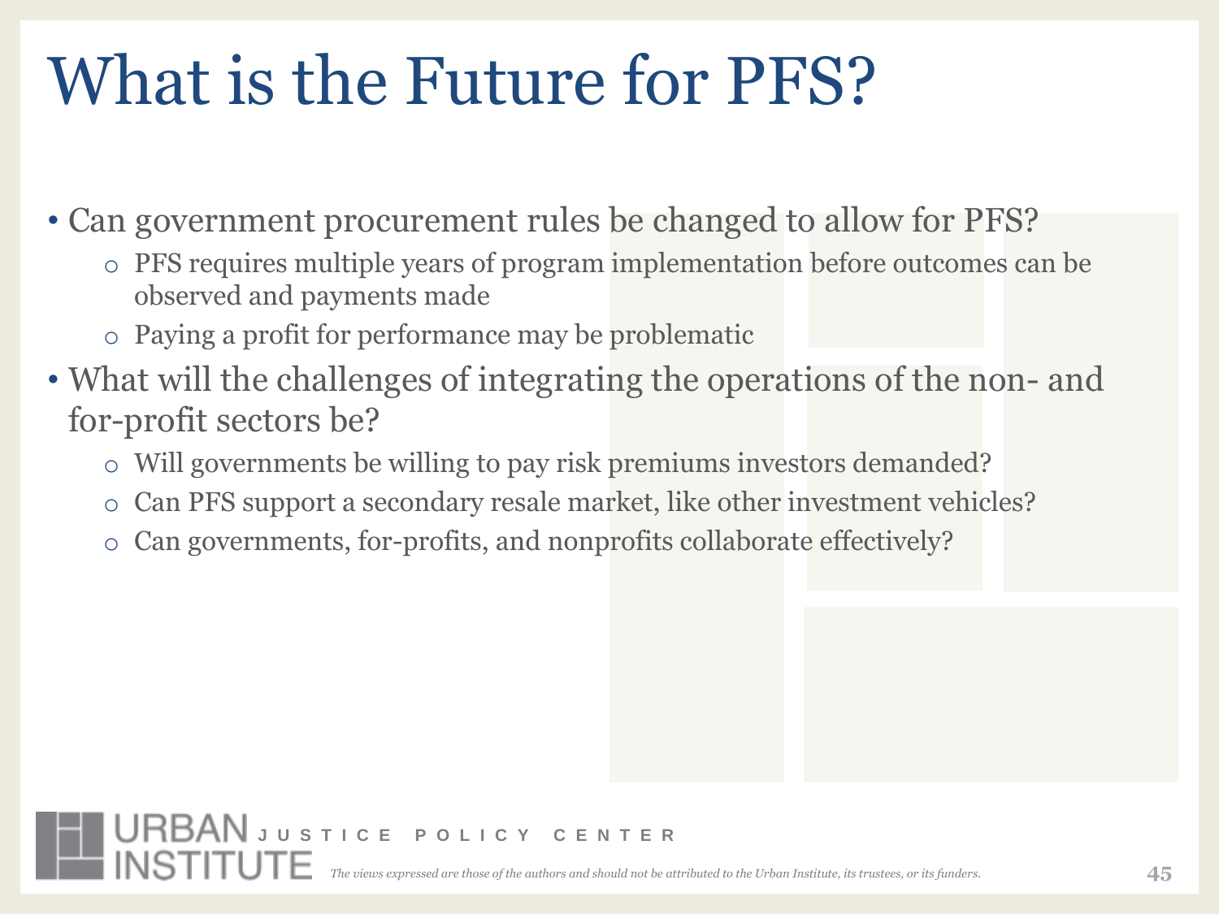# What is the Future for PFS?

- Can government procurement rules be changed to allow for PFS?
  - PFS requires multiple years of program implementation before outcomes can be observed and payments made
  - Paying a profit for performance may be problematic
- What will the challenges of integrating the operations of the non- and for-profit sectors be?
  - Will governments be willing to pay risk premiums investors demanded?
  - Can PFS support a secondary resale market, like other investment vehicles?
  - Can governments, for-profits, and nonprofits collaborate effectively?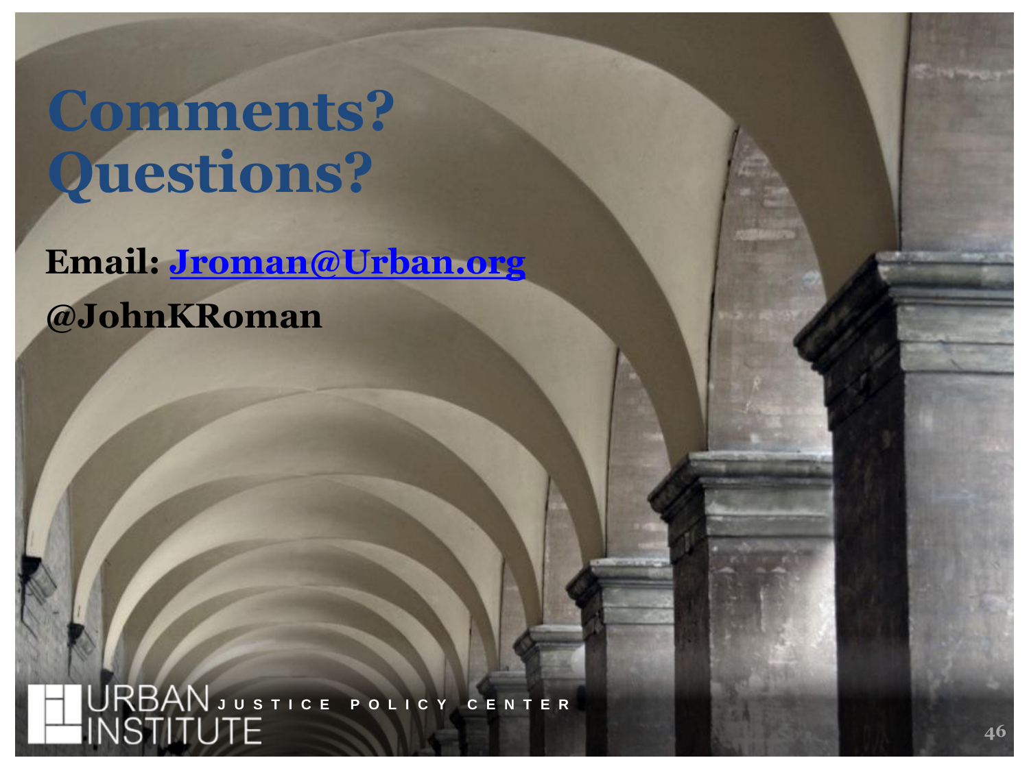# Comments? Questions?

**Email: [Jroman@Urban.org](mailto:Jroman@Urban.org)**

**@JohnKRoman**

URBAN INSTITUTE JUSTICE POLICY CENTER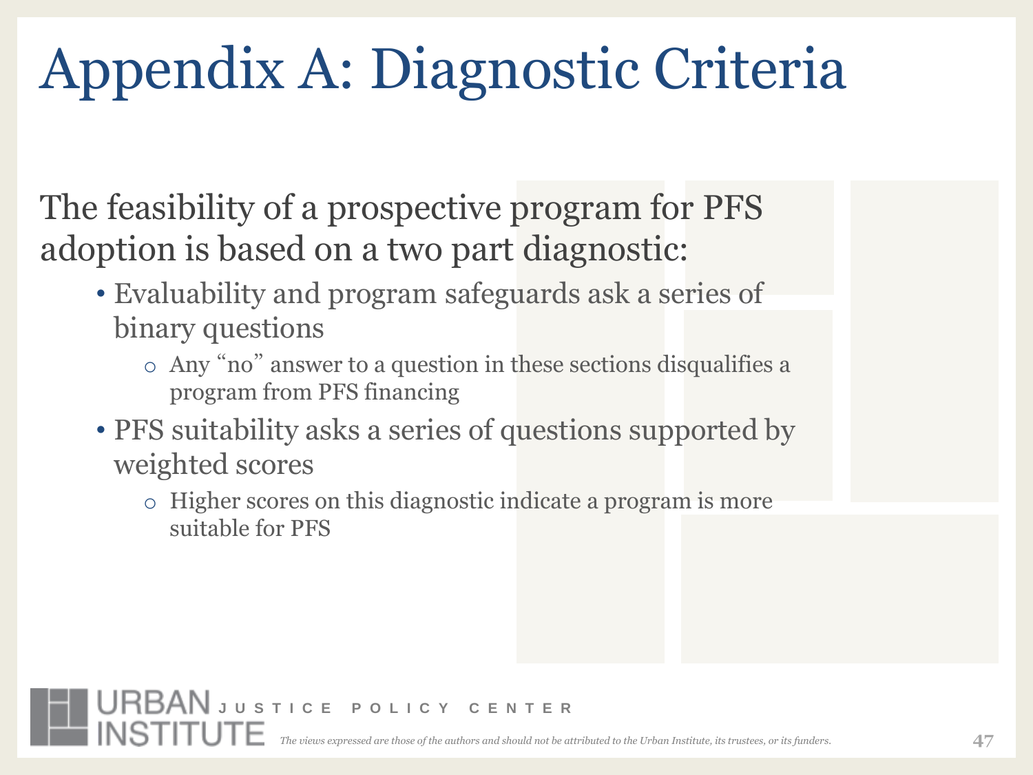# Appendix A: Diagnostic Criteria

The feasibility of a prospective program for PFS adoption is based on a two part diagnostic:

- Evaluability and program safeguards ask a series of binary questions
  - Any "no" answer to a question in these sections disqualifies a program from PFS financing
- PFS suitability asks a series of questions supported by weighted scores
  - Higher scores on this diagnostic indicate a program is more suitable for PFS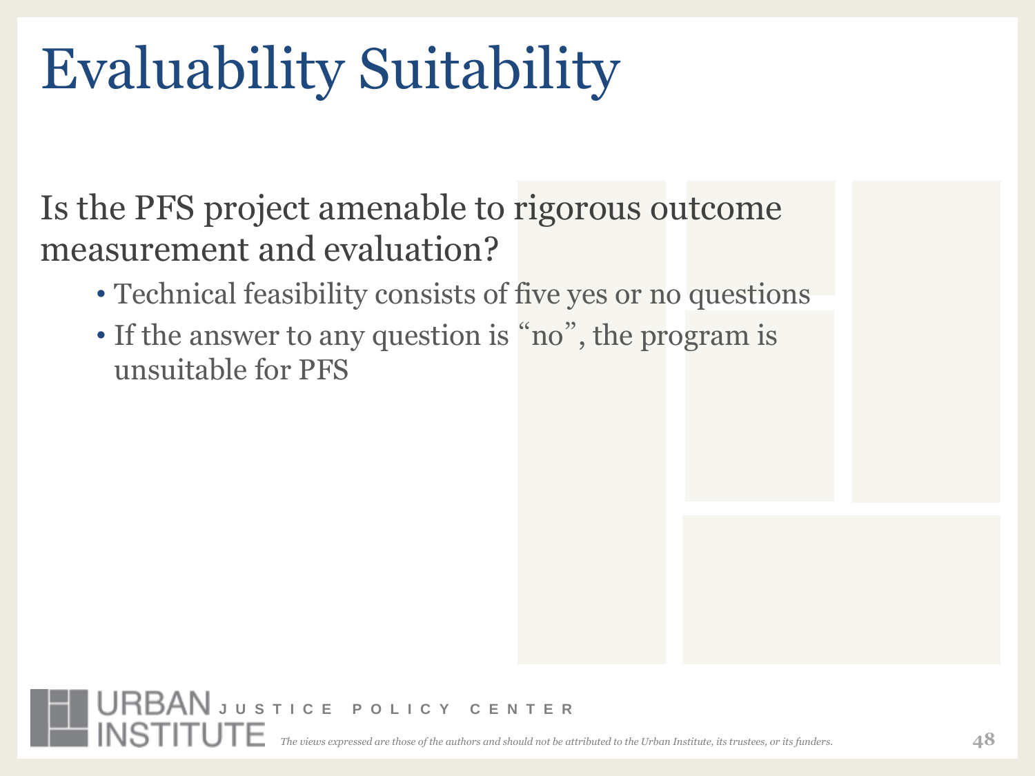# Evaluability Suitability

Is the PFS project amenable to rigorous outcome measurement and evaluation?

- Technical feasibility consists of five yes or no questions
- If the answer to any question is "no", the program is unsuitable for PFS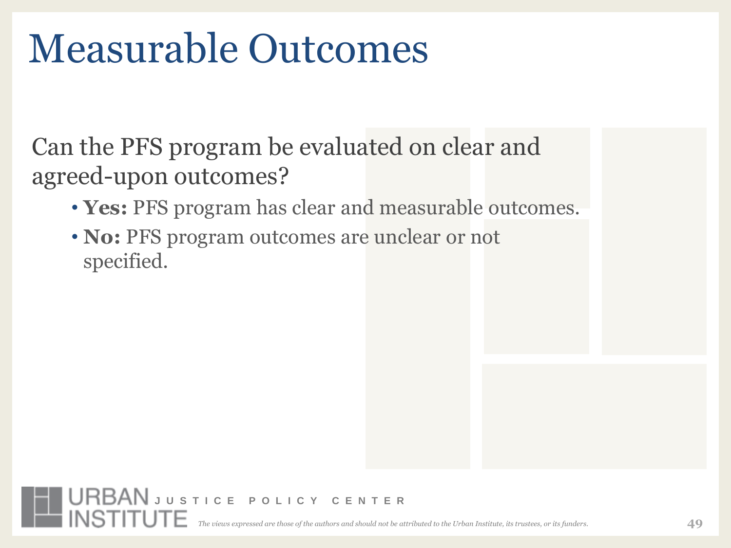# Measurable Outcomes

Can the PFS program be evaluated on clear and agreed-upon outcomes?

- **Yes:** PFS program has clear and measurable outcomes.
- **No:** PFS program outcomes are unclear or not specified.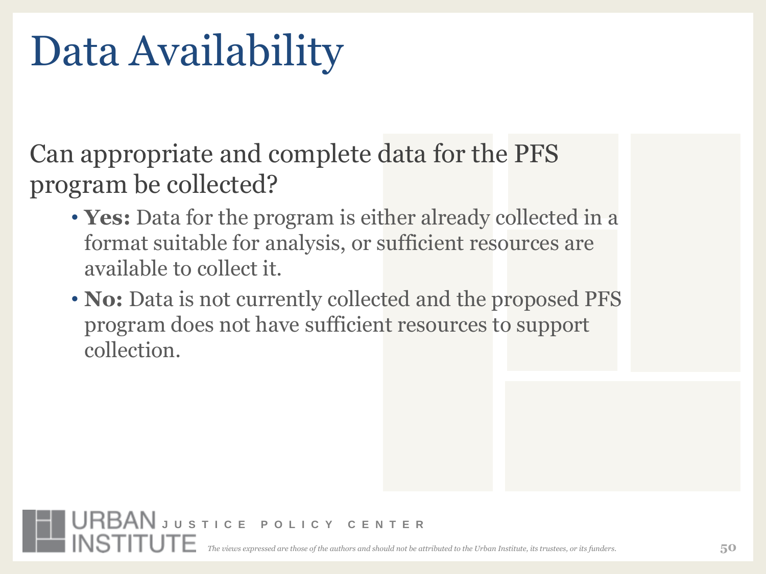# Data Availability

Can appropriate and complete data for the PFS program be collected?

- **Yes:** Data for the program is either already collected in a format suitable for analysis, or sufficient resources are available to collect it.
- **No:** Data is not currently collected and the proposed PFS program does not have sufficient resources to support collection.

URBAN INSTITUTE JUSTICE POLICY CENTER

*The views expressed are those of the authors and should not be attributed to the Urban Institute, its trustees, or its funders.*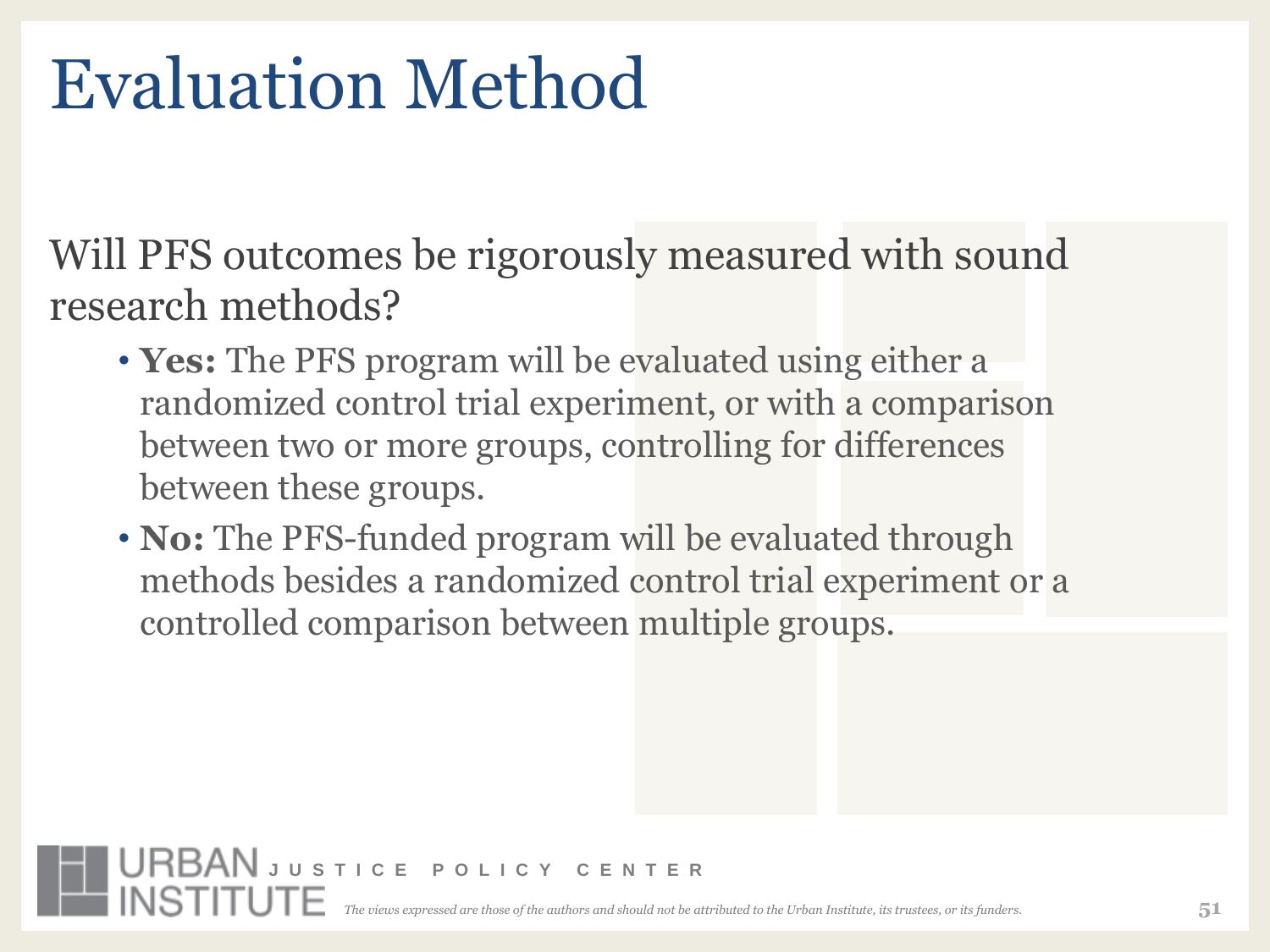# Evaluation Method

Will PFS outcomes be rigorously measured with sound research methods?

- **Yes:** The PFS program will be evaluated using either a randomized control trial experiment, or with a comparison between two or more groups, controlling for differences between these groups.
- **No:** The PFS-funded program will be evaluated through methods besides a randomized control trial experiment or a controlled comparison between multiple groups.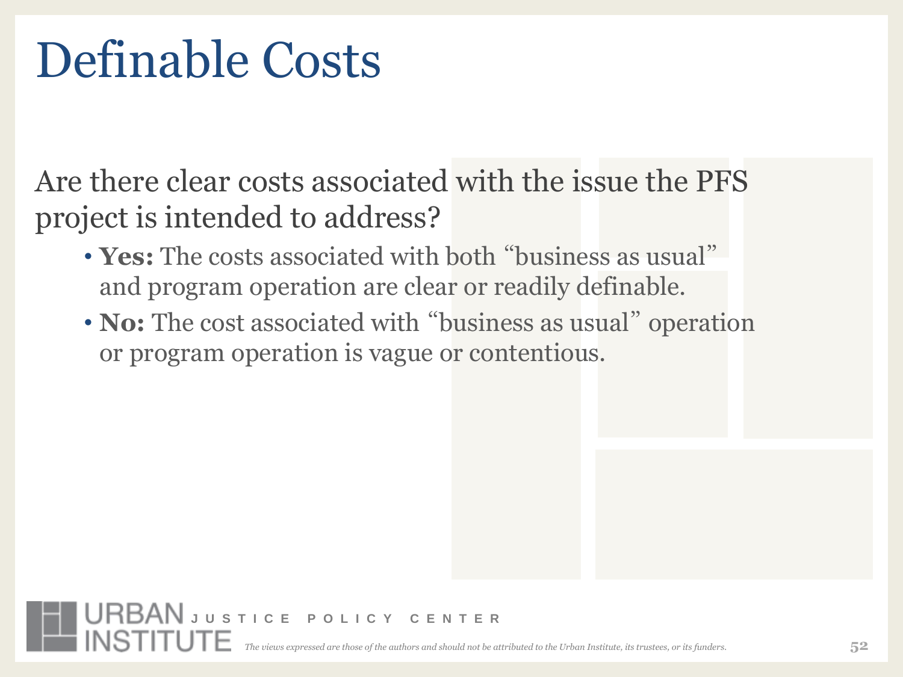# Definable Costs

Are there clear costs associated with the issue the PFS project is intended to address?

- **Yes:** The costs associated with both "business as usual" and program operation are clear or readily definable.
- **No:** The cost associated with "business as usual" operation or program operation is vague or contentious.

URBAN INSTITUTE JUSTICE POLICY CENTER

*The views expressed are those of the authors and should not be attributed to the Urban Institute, its trustees, or its funders.*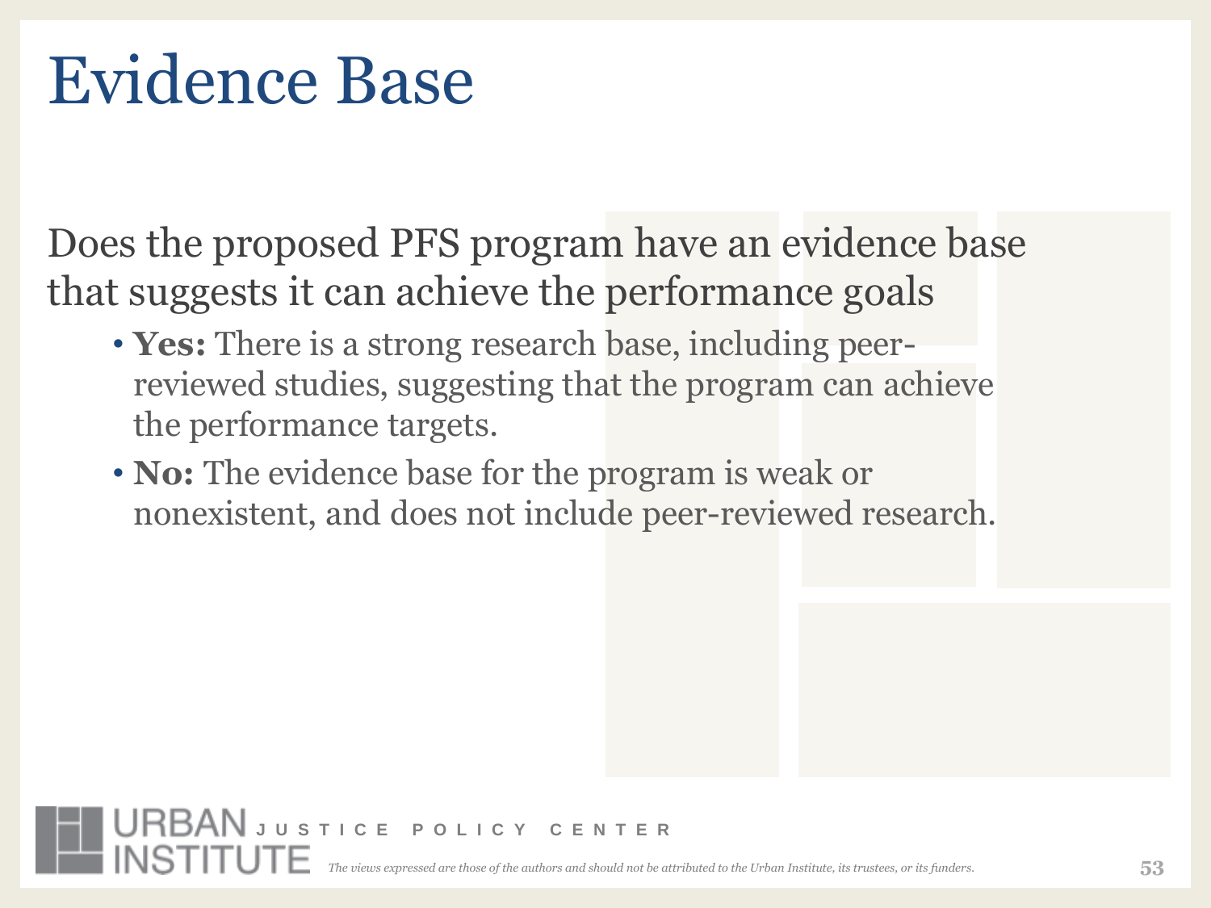# Evidence Base

Does the proposed PFS program have an evidence base that suggests it can achieve the performance goals

- **Yes:** There is a strong research base, including peer-reviewed studies, suggesting that the program can achieve the performance targets.
- **No:** The evidence base for the program is weak or nonexistent, and does not include peer-reviewed research.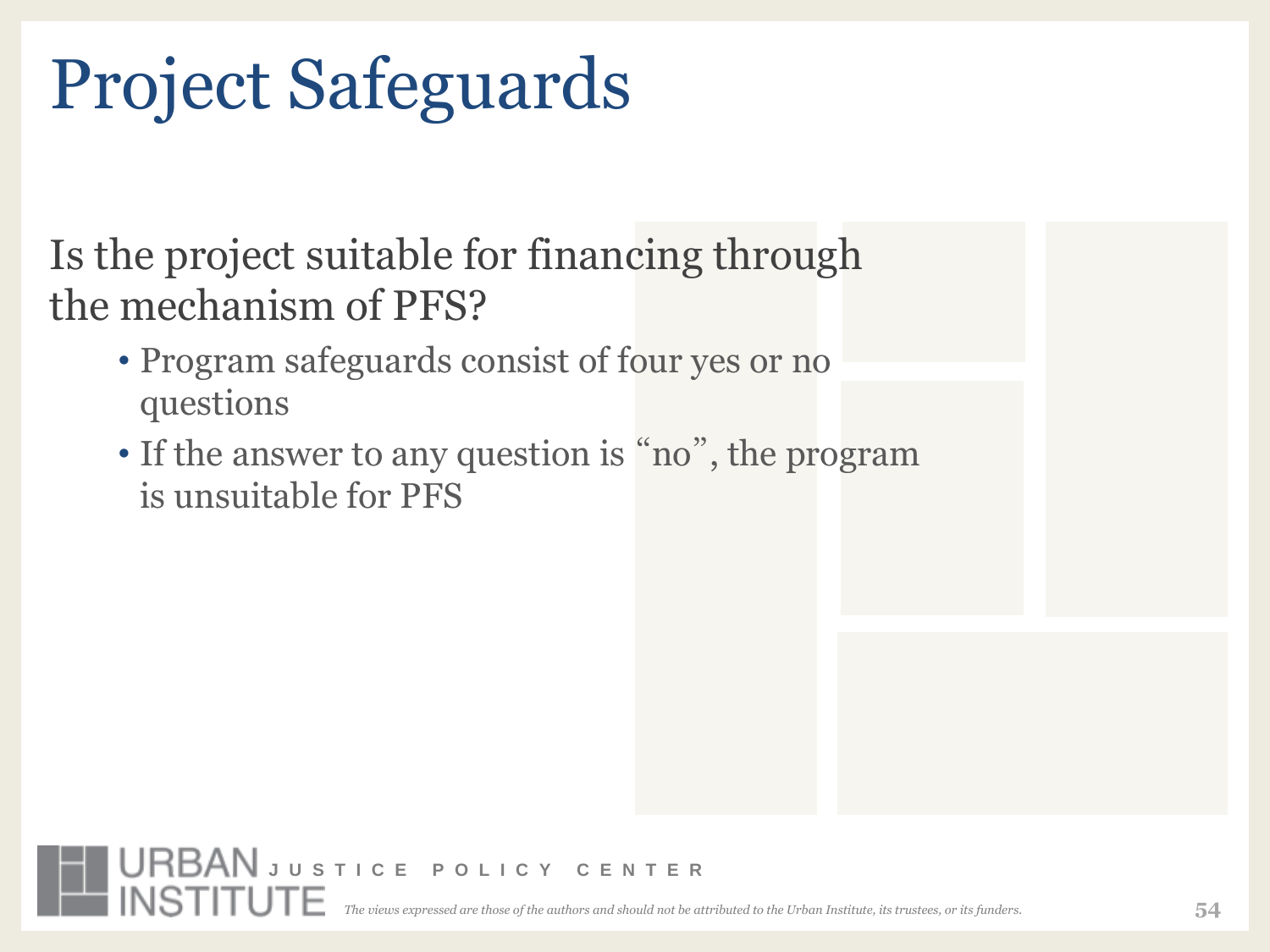# Project Safeguards

Is the project suitable for financing through the mechanism of PFS?

- Program safeguards consist of four yes or no questions
- If the answer to any question is "no", the program is unsuitable for PFS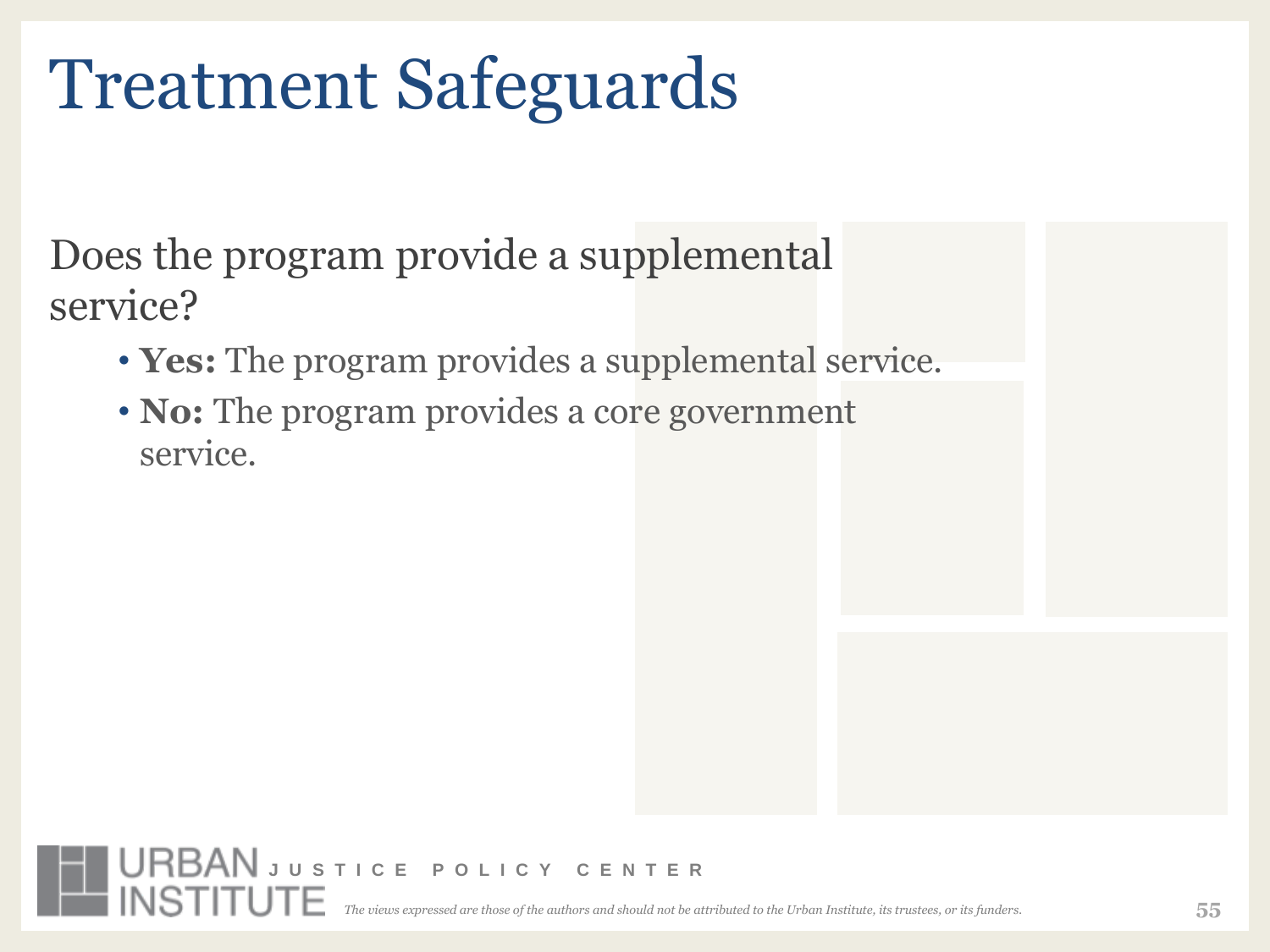# Treatment Safeguards

Does the program provide a supplemental service?

- **Yes:** The program provides a supplemental service.
- **No:** The program provides a core government service.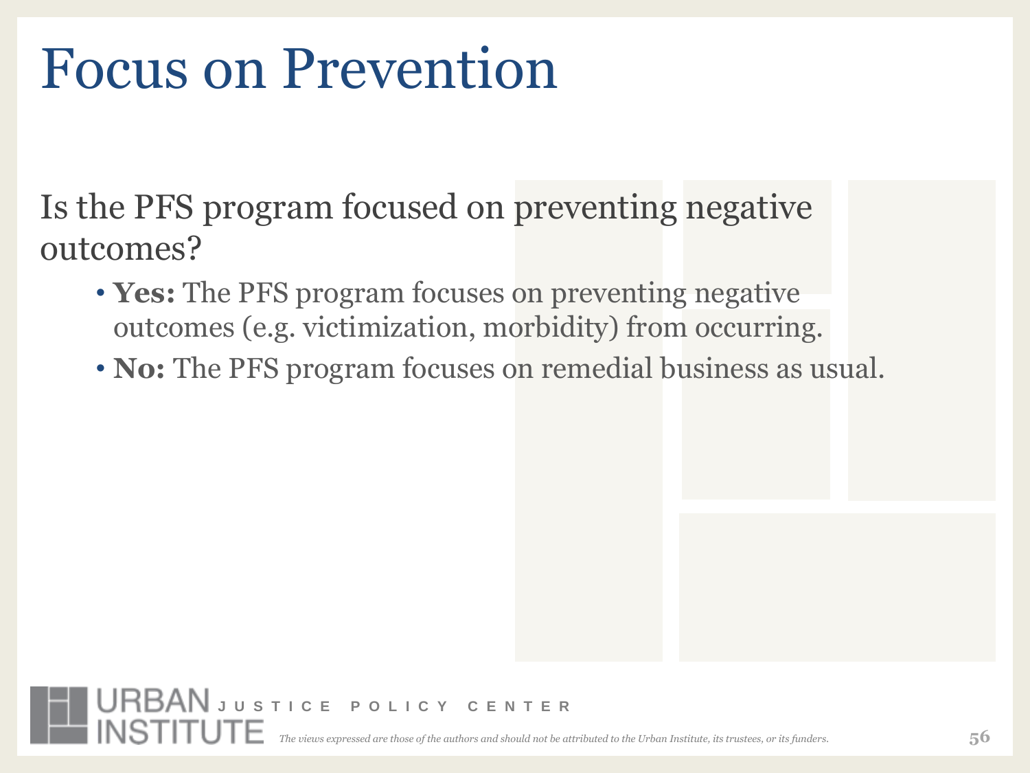# Focus on Prevention

Is the PFS program focused on preventing negative outcomes?

- **Yes:** The PFS program focuses on preventing negative outcomes (e.g. victimization, morbidity) from occurring.
- **No:** The PFS program focuses on remedial business as usual.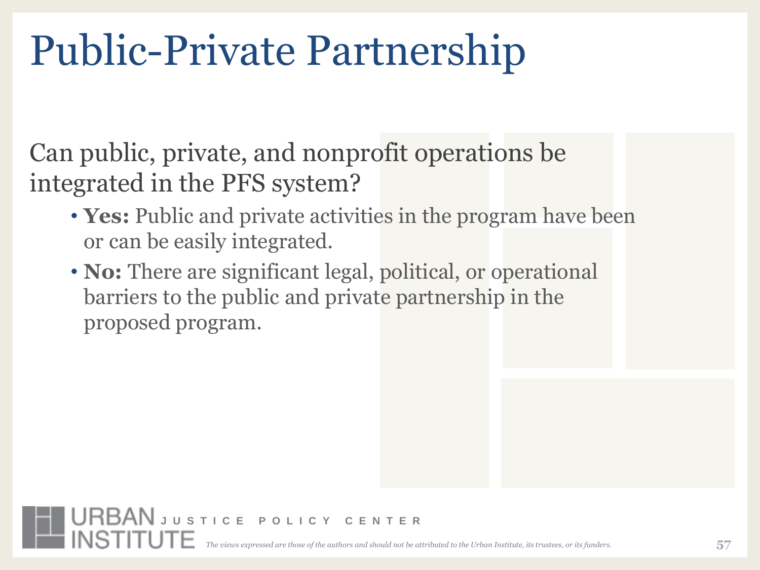# Public-Private Partnership

Can public, private, and nonprofit operations be integrated in the PFS system?

- **Yes:** Public and private activities in the program have been or can be easily integrated.
- **No:** There are significant legal, political, or operational barriers to the public and private partnership in the proposed program.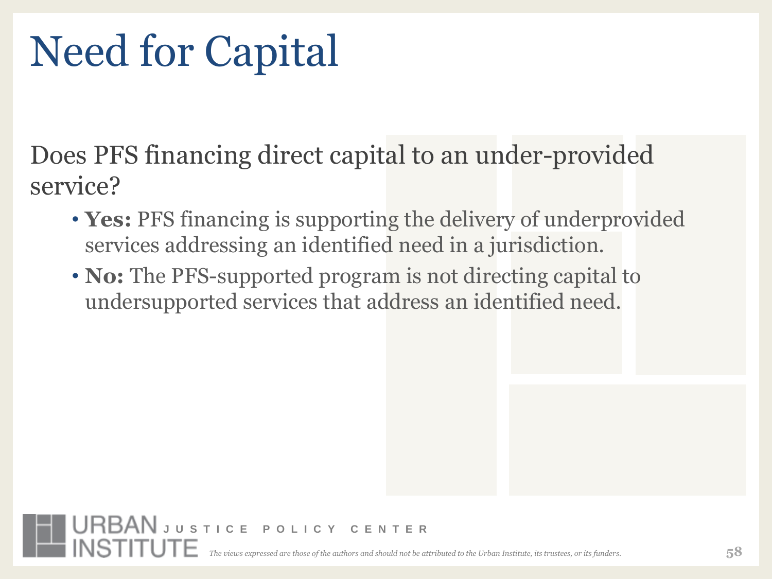# Need for Capital

Does PFS financing direct capital to an under-provided service?

- **Yes:** PFS financing is supporting the delivery of underprovided services addressing an identified need in a jurisdiction.
- **No:** The PFS-supported program is not directing capital to undersupported services that address an identified need.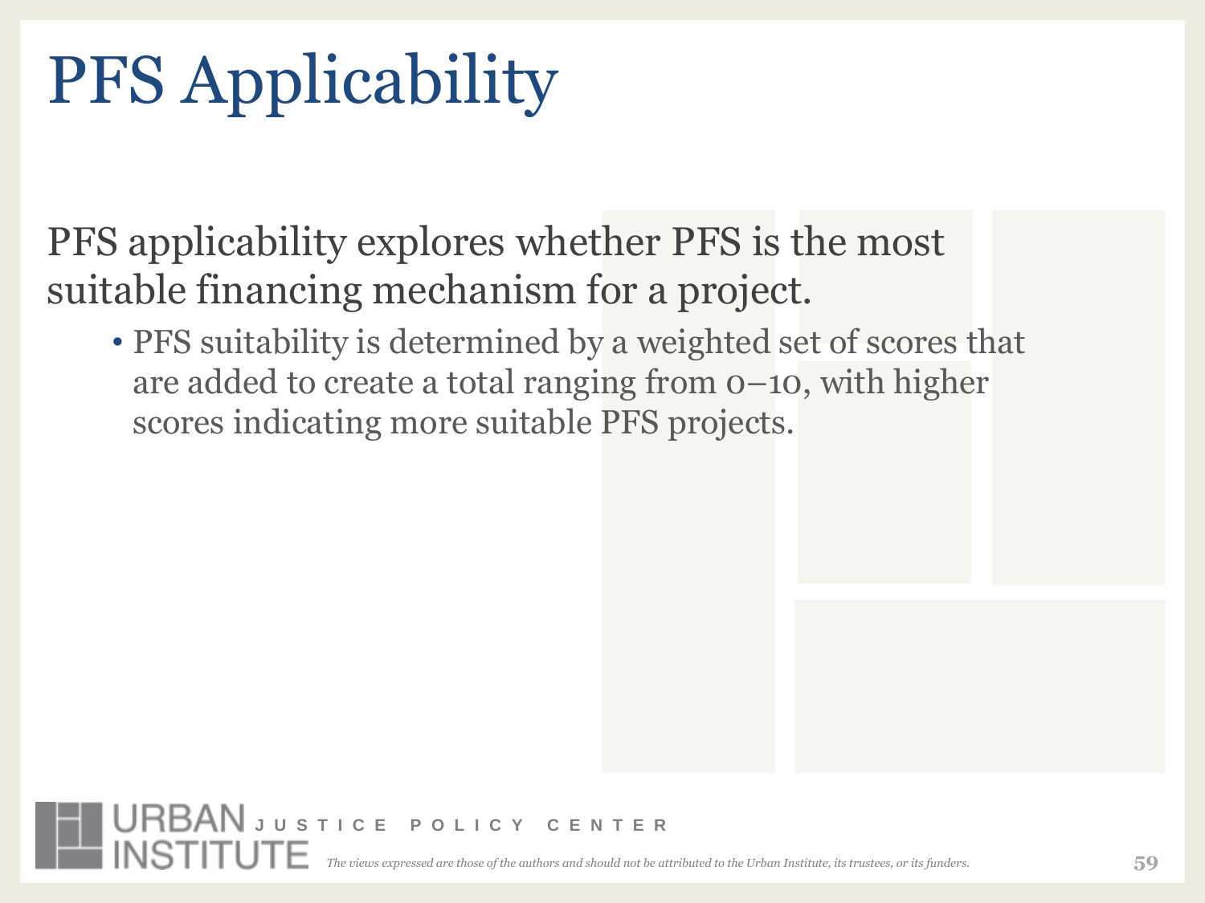# PFS Applicability

PFS applicability explores whether PFS is the most suitable financing mechanism for a project.

- PFS suitability is determined by a weighted set of scores that are added to create a total ranging from 0–10, with higher scores indicating more suitable PFS projects.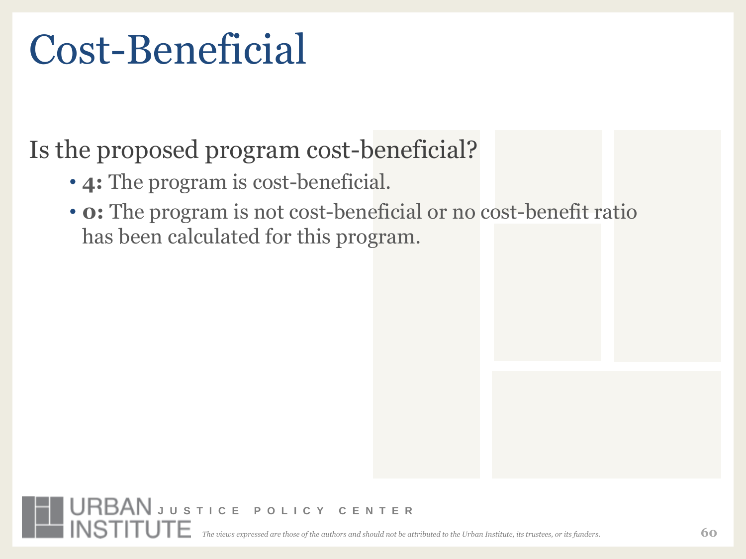# Cost-Beneficial

Is the proposed program cost-beneficial?

- **4:** The program is cost-beneficial.
- **0:** The program is not cost-beneficial or no cost-benefit ratio has been calculated for this program.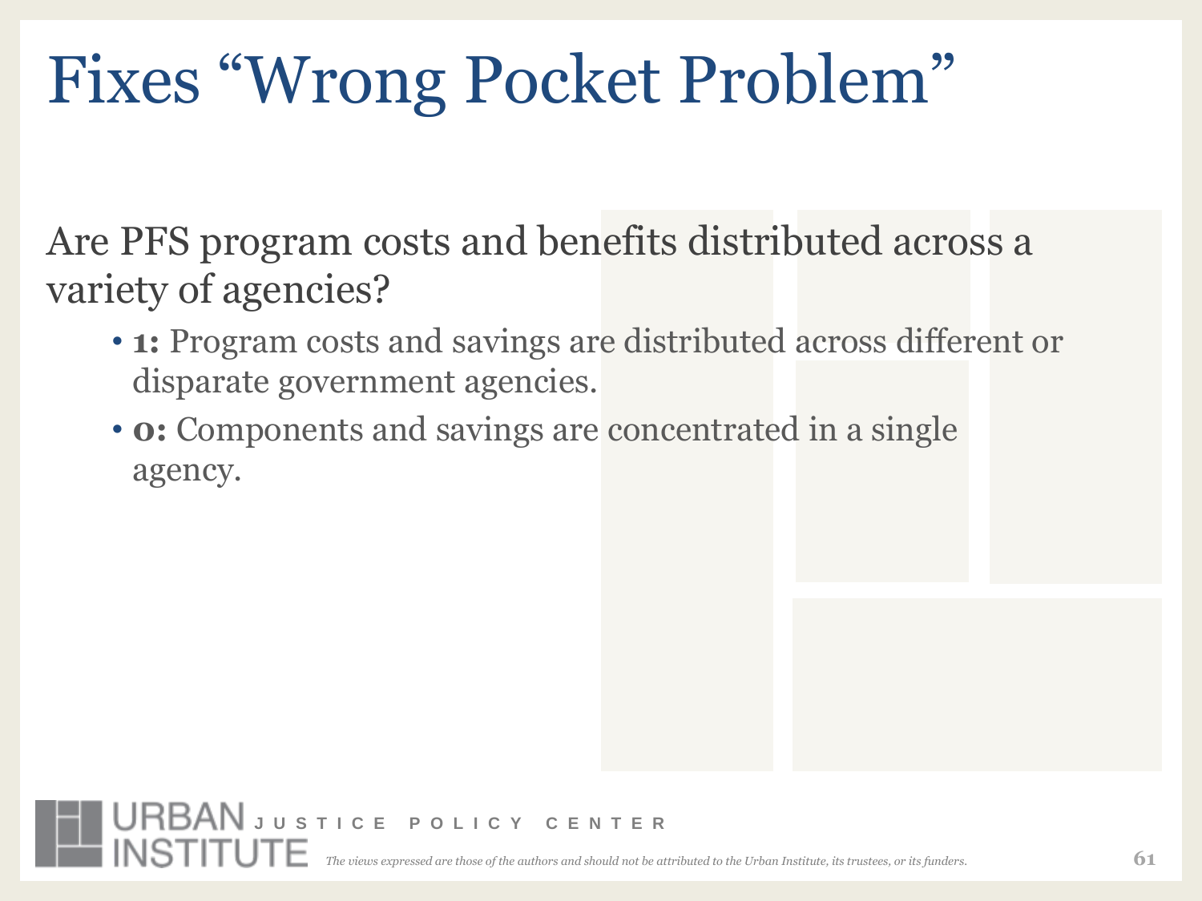# Fixes "Wrong Pocket Problem"

Are PFS program costs and benefits distributed across a variety of agencies?

- **1:** Program costs and savings are distributed across different or disparate government agencies.
- **0:** Components and savings are concentrated in a single agency.

URBAN INSTITUTE JUSTICE POLICY CENTER

*The views expressed are those of the authors and should not be attributed to the Urban Institute, its trustees, or its funders.*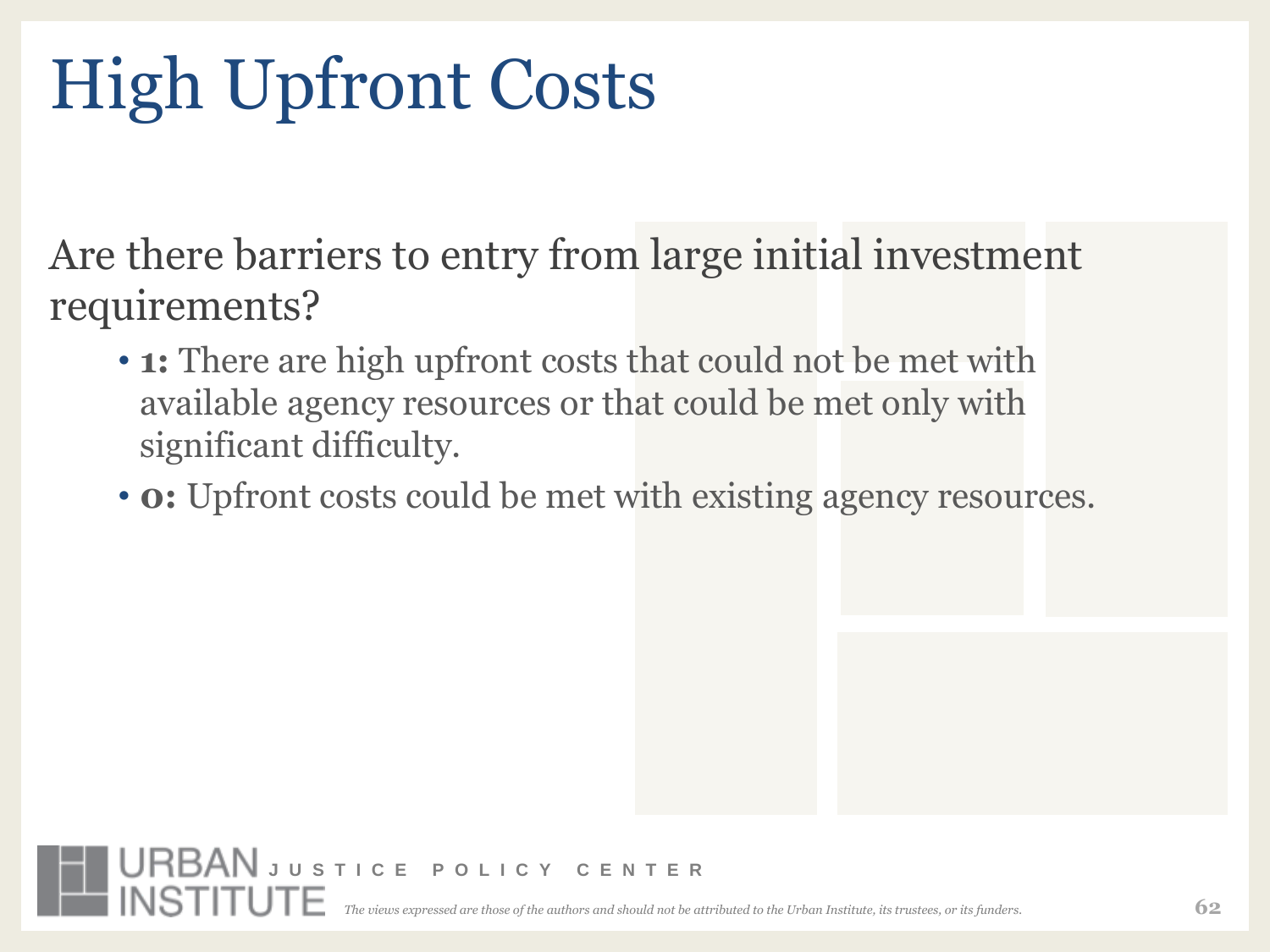# High Upfront Costs

Are there barriers to entry from large initial investment requirements?

- **1:** There are high upfront costs that could not be met with available agency resources or that could be met only with significant difficulty.
- **0:** Upfront costs could be met with existing agency resources.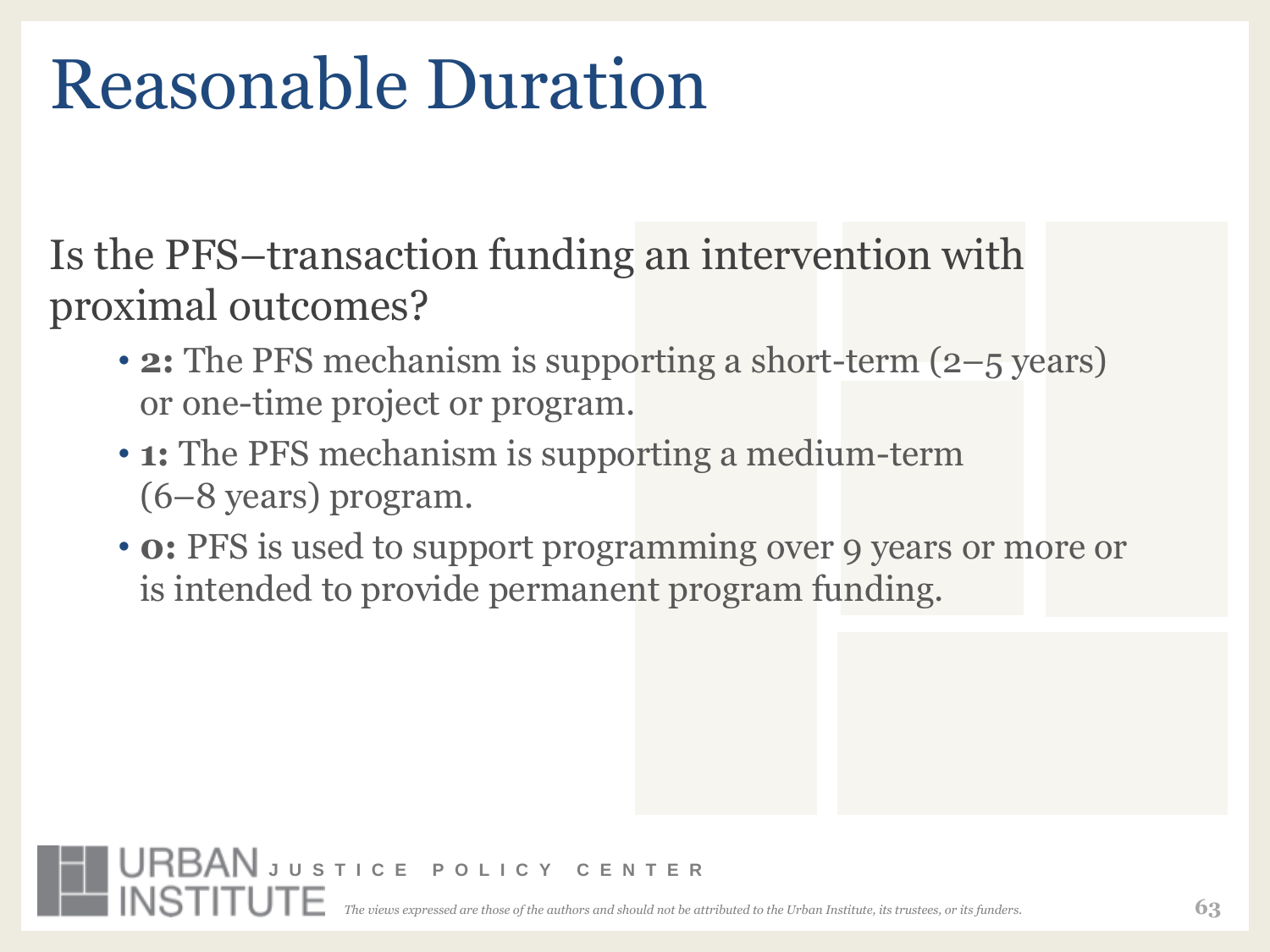# Reasonable Duration

Is the PFS–transaction funding an intervention with proximal outcomes?

- **2:** The PFS mechanism is supporting a short-term (2–5 years) or one-time project or program.
- **1:** The PFS mechanism is supporting a medium-term (6–8 years) program.
- **0:** PFS is used to support programming over 9 years or more or is intended to provide permanent program funding.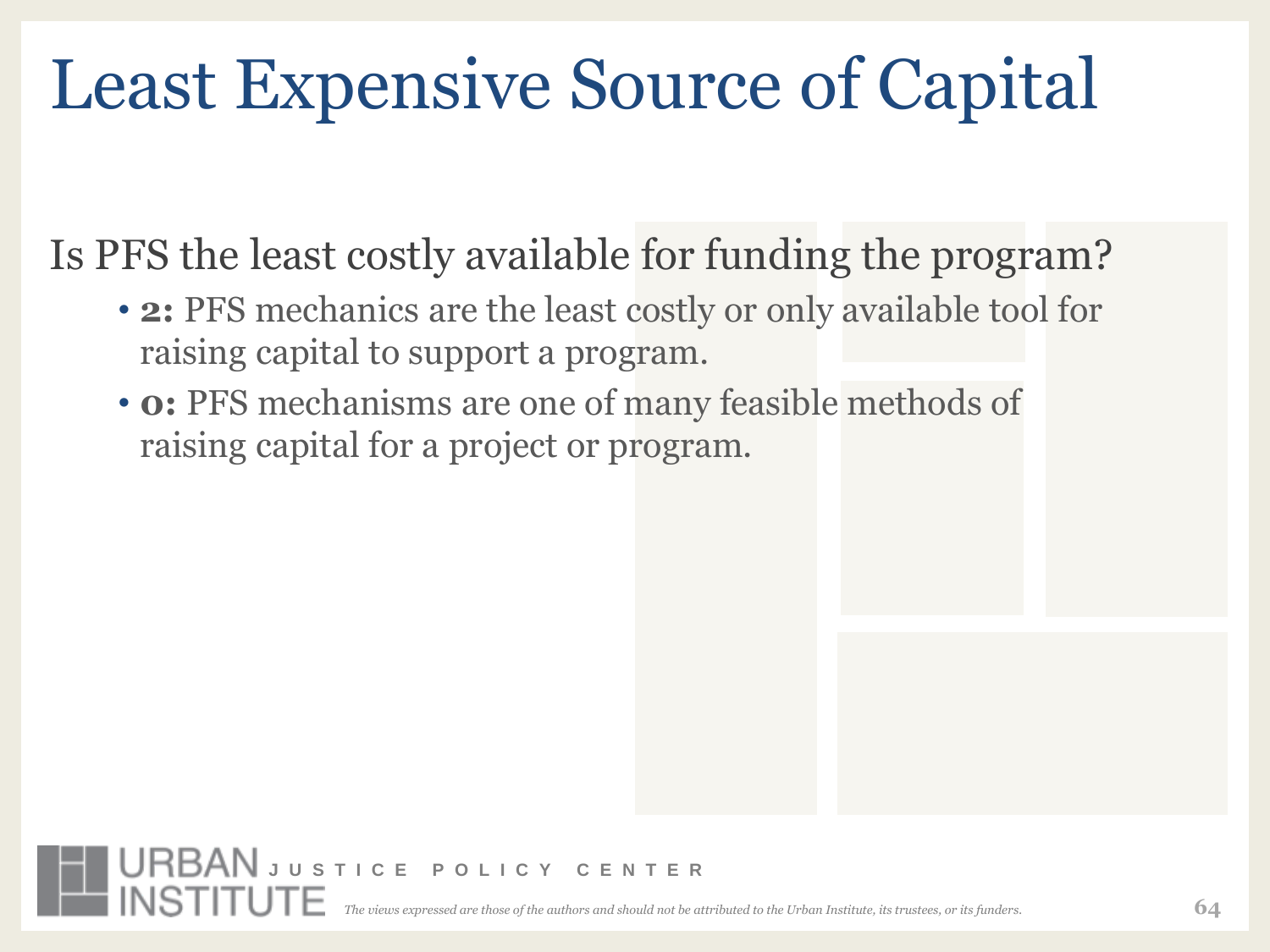# Least Expensive Source of Capital

Is PFS the least costly available for funding the program?

- **2:** PFS mechanics are the least costly or only available tool for raising capital to support a program.
- **0:** PFS mechanisms are one of many feasible methods of raising capital for a project or program.